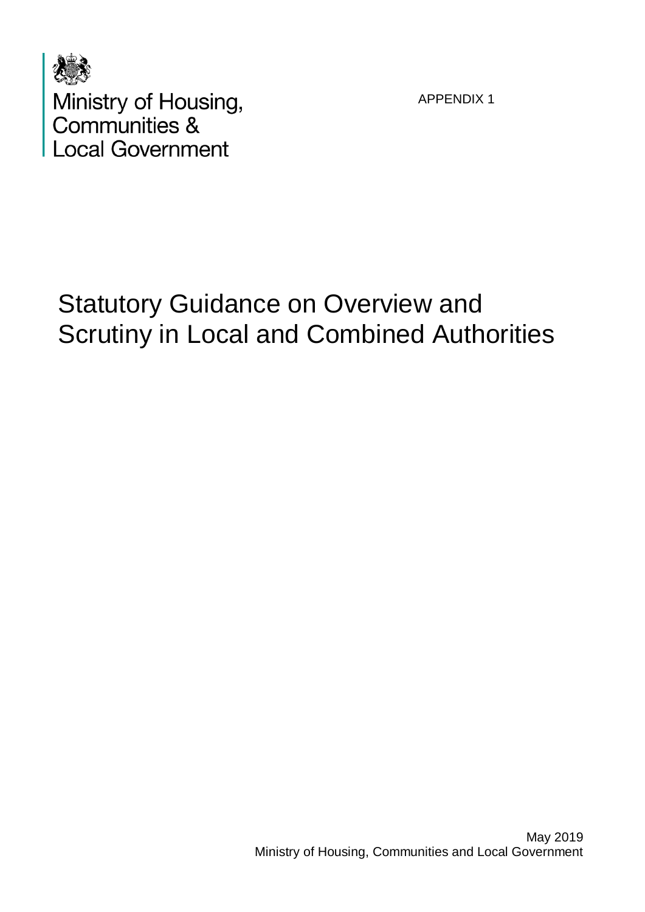Ministry of Housing, Communities & Local Government

APPENDIX 1

# Statutory Guidance on Overview and Scrutiny in Local and Combined Authorities

May 2019
Ministry of Housing, Communities and Local Government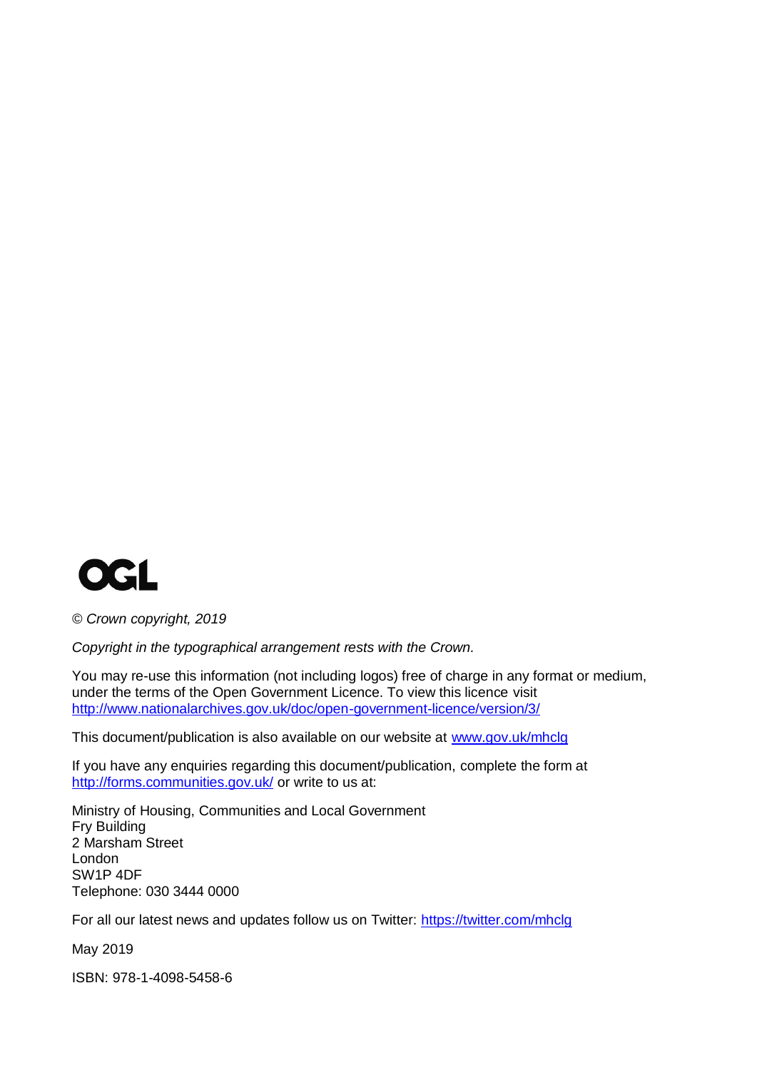OGL

© *Crown copyright, 2019*

*Copyright in the typographical arrangement rests with the Crown.*

You may re-use this information (not including logos) free of charge in any format or medium, under the terms of the Open Government Licence. To view this licence visit http://www.nationalarchives.gov.uk/doc/open-government-licence/version/3/

This document/publication is also available on our website at www.gov.uk/mhclg

If you have any enquiries regarding this document/publication, complete the form at http://forms.communities.gov.uk/ or write to us at:

Ministry of Housing, Communities and Local Government
Fry Building
2 Marsham Street
London
SW1P 4DF
Telephone: 030 3444 0000

For all our latest news and updates follow us on Twitter: https://twitter.com/mhclg

May 2019

ISBN: 978-1-4098-5458-6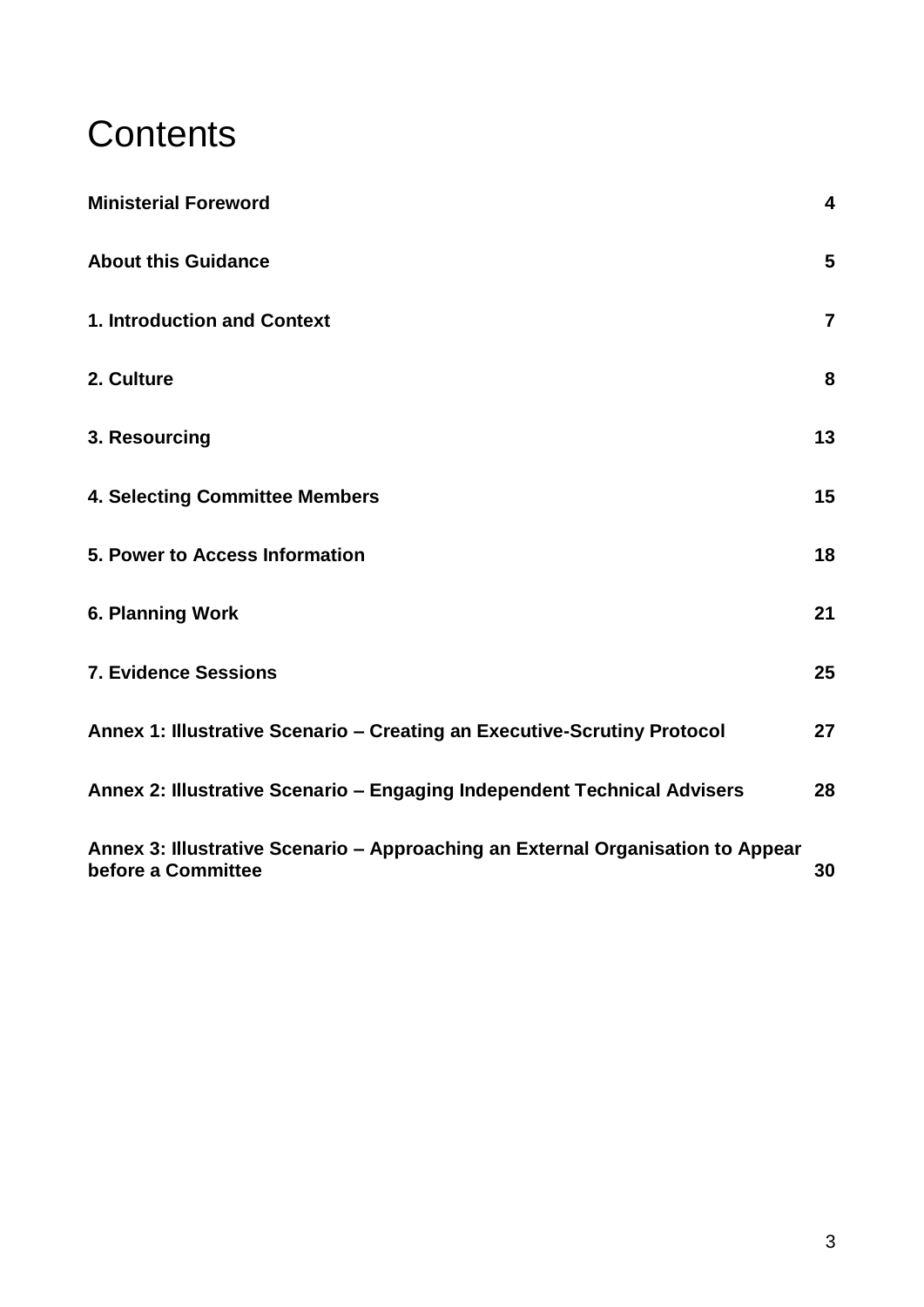# Contents

| | |
|---|---|
| **Ministerial Foreword** | **4** |
| **About this Guidance** | **5** |
| **1. Introduction and Context** | **7** |
| **2. Culture** | **8** |
| **3. Resourcing** | **13** |
| **4. Selecting Committee Members** | **15** |
| **5. Power to Access Information** | **18** |
| **6. Planning Work** | **21** |
| **7. Evidence Sessions** | **25** |
| **Annex 1: Illustrative Scenario – Creating an Executive-Scrutiny Protocol** | **27** |
| **Annex 2: Illustrative Scenario – Engaging Independent Technical Advisers** | **28** |
| **Annex 3: Illustrative Scenario – Approaching an External Organisation to Appear before a Committee** | **30** |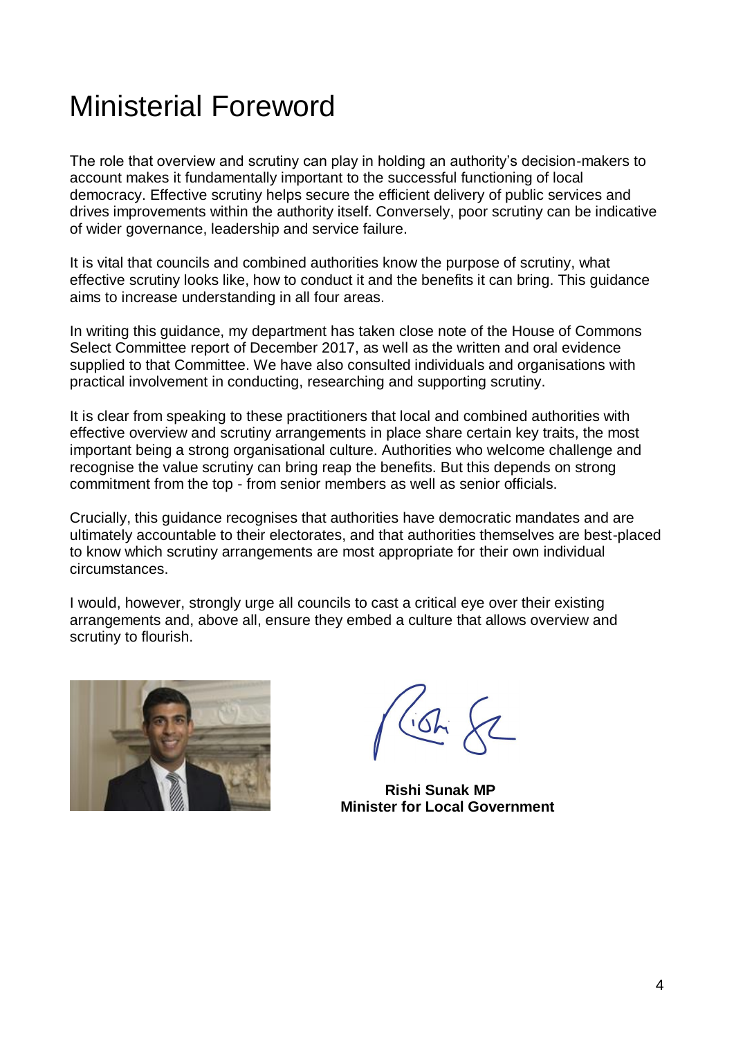# Ministerial Foreword

The role that overview and scrutiny can play in holding an authority's decision-makers to account makes it fundamentally important to the successful functioning of local democracy. Effective scrutiny helps secure the efficient delivery of public services and drives improvements within the authority itself. Conversely, poor scrutiny can be indicative of wider governance, leadership and service failure.

It is vital that councils and combined authorities know the purpose of scrutiny, what effective scrutiny looks like, how to conduct it and the benefits it can bring. This guidance aims to increase understanding in all four areas.

In writing this guidance, my department has taken close note of the House of Commons Select Committee report of December 2017, as well as the written and oral evidence supplied to that Committee. We have also consulted individuals and organisations with practical involvement in conducting, researching and supporting scrutiny.

It is clear from speaking to these practitioners that local and combined authorities with effective overview and scrutiny arrangements in place share certain key traits, the most important being a strong organisational culture. Authorities who welcome challenge and recognise the value scrutiny can bring reap the benefits. But this depends on strong commitment from the top - from senior members as well as senior officials.

Crucially, this guidance recognises that authorities have democratic mandates and are ultimately accountable to their electorates, and that authorities themselves are best-placed to know which scrutiny arrangements are most appropriate for their own individual circumstances.

I would, however, strongly urge all councils to cast a critical eye over their existing arrangements and, above all, ensure they embed a culture that allows overview and scrutiny to flourish.

**Rishi Sunak MP**
**Minister for Local Government**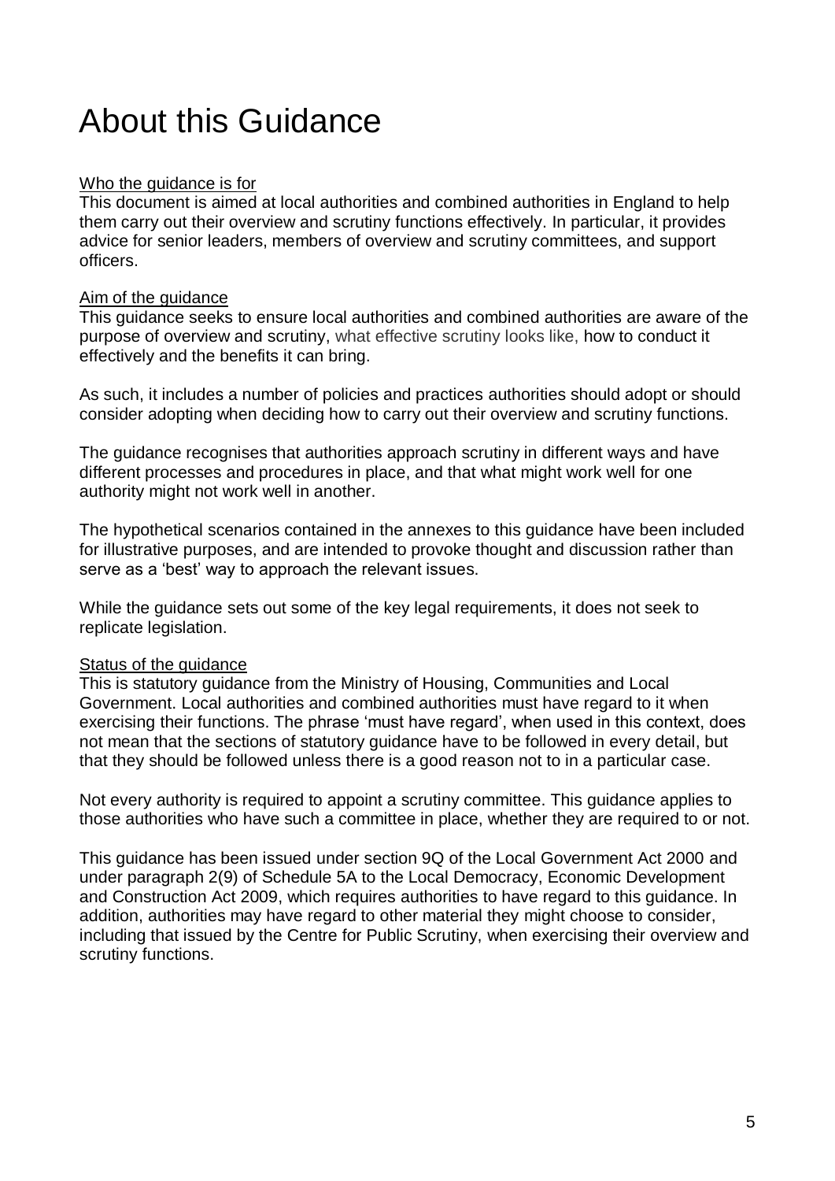# About this Guidance

Who the guidance is for

This document is aimed at local authorities and combined authorities in England to help them carry out their overview and scrutiny functions effectively. In particular, it provides advice for senior leaders, members of overview and scrutiny committees, and support officers.

Aim of the guidance

This guidance seeks to ensure local authorities and combined authorities are aware of the purpose of overview and scrutiny, what effective scrutiny looks like, how to conduct it effectively and the benefits it can bring.

As such, it includes a number of policies and practices authorities should adopt or should consider adopting when deciding how to carry out their overview and scrutiny functions.

The guidance recognises that authorities approach scrutiny in different ways and have different processes and procedures in place, and that what might work well for one authority might not work well in another.

The hypothetical scenarios contained in the annexes to this guidance have been included for illustrative purposes, and are intended to provoke thought and discussion rather than serve as a 'best' way to approach the relevant issues.

While the guidance sets out some of the key legal requirements, it does not seek to replicate legislation.

Status of the guidance

This is statutory guidance from the Ministry of Housing, Communities and Local Government. Local authorities and combined authorities must have regard to it when exercising their functions. The phrase 'must have regard', when used in this context, does not mean that the sections of statutory guidance have to be followed in every detail, but that they should be followed unless there is a good reason not to in a particular case.

Not every authority is required to appoint a scrutiny committee. This guidance applies to those authorities who have such a committee in place, whether they are required to or not.

This guidance has been issued under section 9Q of the Local Government Act 2000 and under paragraph 2(9) of Schedule 5A to the Local Democracy, Economic Development and Construction Act 2009, which requires authorities to have regard to this guidance. In addition, authorities may have regard to other material they might choose to consider, including that issued by the Centre for Public Scrutiny, when exercising their overview and scrutiny functions.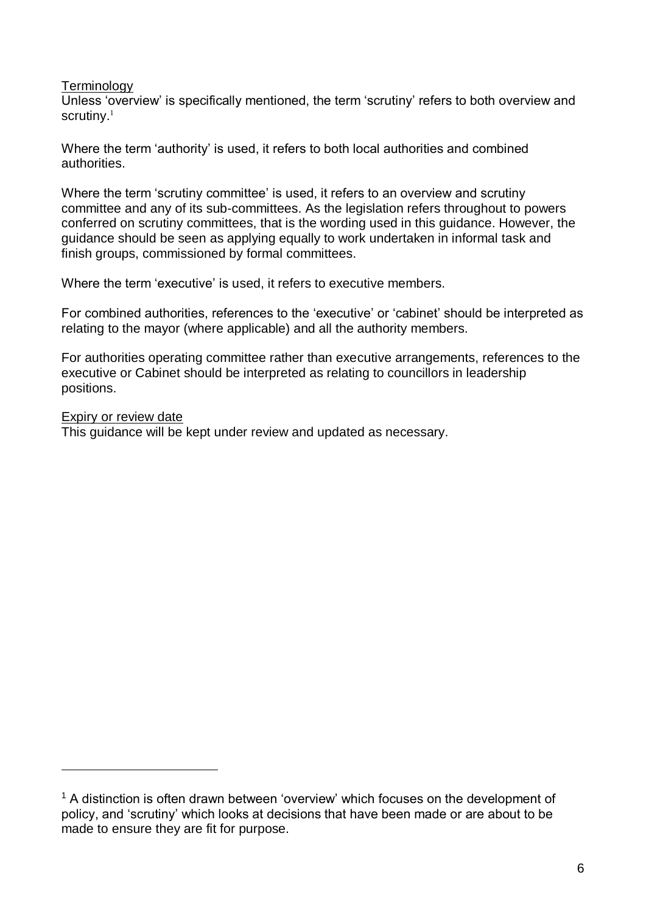Terminology

Unless 'overview' is specifically mentioned, the term 'scrutiny' refers to both overview and scrutiny.[1]

Where the term 'authority' is used, it refers to both local authorities and combined authorities.

Where the term 'scrutiny committee' is used, it refers to an overview and scrutiny committee and any of its sub-committees. As the legislation refers throughout to powers conferred on scrutiny committees, that is the wording used in this guidance. However, the guidance should be seen as applying equally to work undertaken in informal task and finish groups, commissioned by formal committees.

Where the term 'executive' is used, it refers to executive members.

For combined authorities, references to the 'executive' or 'cabinet' should be interpreted as relating to the mayor (where applicable) and all the authority members.

For authorities operating committee rather than executive arrangements, references to the executive or Cabinet should be interpreted as relating to councillors in leadership positions.

Expiry or review date

This guidance will be kept under review and updated as necessary.

[1] A distinction is often drawn between 'overview' which focuses on the development of policy, and 'scrutiny' which looks at decisions that have been made or are about to be made to ensure they are fit for purpose.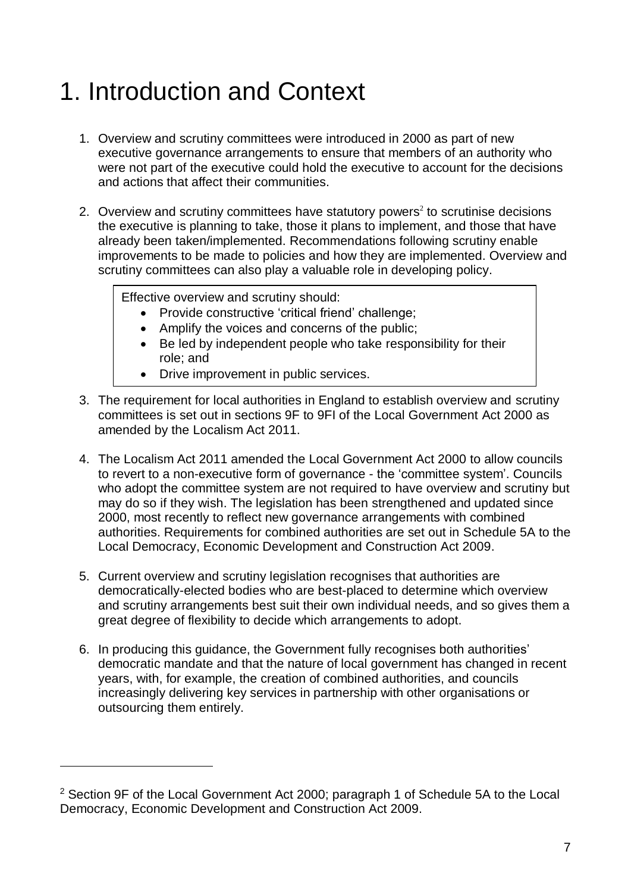# 1. Introduction and Context

1. Overview and scrutiny committees were introduced in 2000 as part of new executive governance arrangements to ensure that members of an authority who were not part of the executive could hold the executive to account for the decisions and actions that affect their communities.

2. Overview and scrutiny committees have statutory powers[2] to scrutinise decisions the executive is planning to take, those it plans to implement, and those that have already been taken/implemented. Recommendations following scrutiny enable improvements to be made to policies and how they are implemented. Overview and scrutiny committees can also play a valuable role in developing policy.

> Effective overview and scrutiny should:
> - Provide constructive 'critical friend' challenge;
> - Amplify the voices and concerns of the public;
> - Be led by independent people who take responsibility for their role; and
> - Drive improvement in public services.

3. The requirement for local authorities in England to establish overview and scrutiny committees is set out in sections 9F to 9FI of the Local Government Act 2000 as amended by the Localism Act 2011.

4. The Localism Act 2011 amended the Local Government Act 2000 to allow councils to revert to a non-executive form of governance - the 'committee system'. Councils who adopt the committee system are not required to have overview and scrutiny but may do so if they wish. The legislation has been strengthened and updated since 2000, most recently to reflect new governance arrangements with combined authorities. Requirements for combined authorities are set out in Schedule 5A to the Local Democracy, Economic Development and Construction Act 2009.

5. Current overview and scrutiny legislation recognises that authorities are democratically-elected bodies who are best-placed to determine which overview and scrutiny arrangements best suit their own individual needs, and so gives them a great degree of flexibility to decide which arrangements to adopt.

6. In producing this guidance, the Government fully recognises both authorities' democratic mandate and that the nature of local government has changed in recent years, with, for example, the creation of combined authorities, and councils increasingly delivering key services in partnership with other organisations or outsourcing them entirely.

---

[2] Section 9F of the Local Government Act 2000; paragraph 1 of Schedule 5A to the Local Democracy, Economic Development and Construction Act 2009.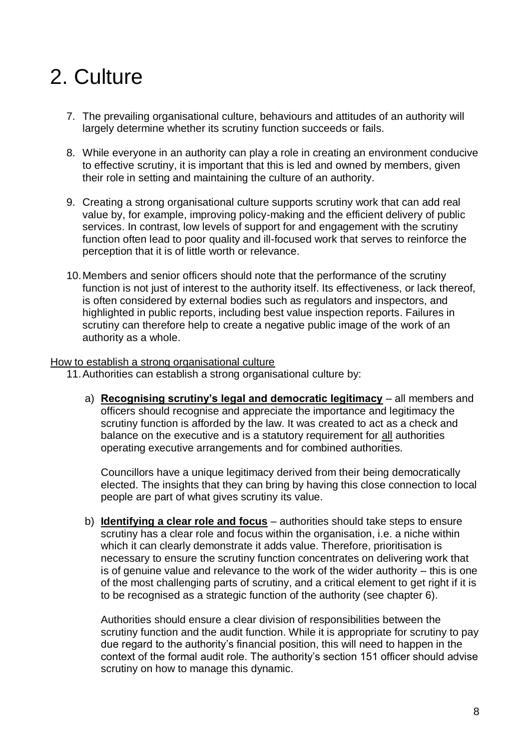# 2. Culture

7. The prevailing organisational culture, behaviours and attitudes of an authority will largely determine whether its scrutiny function succeeds or fails.

8. While everyone in an authority can play a role in creating an environment conducive to effective scrutiny, it is important that this is led and owned by members, given their role in setting and maintaining the culture of an authority.

9. Creating a strong organisational culture supports scrutiny work that can add real value by, for example, improving policy-making and the efficient delivery of public services. In contrast, low levels of support for and engagement with the scrutiny function often lead to poor quality and ill-focused work that serves to reinforce the perception that it is of little worth or relevance.

10. Members and senior officers should note that the performance of the scrutiny function is not just of interest to the authority itself. Its effectiveness, or lack thereof, is often considered by external bodies such as regulators and inspectors, and highlighted in public reports, including best value inspection reports. Failures in scrutiny can therefore help to create a negative public image of the work of an authority as a whole.

<u>How to establish a strong organisational culture</u>

11. Authorities can establish a strong organisational culture by:

   a) **<u>Recognising scrutiny's legal and democratic legitimacy</u>** – all members and officers should recognise and appreciate the importance and legitimacy the scrutiny function is afforded by the law. It was created to act as a check and balance on the executive and is a statutory requirement for <u>all</u> authorities operating executive arrangements and for combined authorities.

   Councillors have a unique legitimacy derived from their being democratically elected. The insights that they can bring by having this close connection to local people are part of what gives scrutiny its value.

   b) **<u>Identifying a clear role and focus</u>** – authorities should take steps to ensure scrutiny has a clear role and focus within the organisation, i.e. a niche within which it can clearly demonstrate it adds value. Therefore, prioritisation is necessary to ensure the scrutiny function concentrates on delivering work that is of genuine value and relevance to the work of the wider authority – this is one of the most challenging parts of scrutiny, and a critical element to get right if it is to be recognised as a strategic function of the authority (see chapter 6).

   Authorities should ensure a clear division of responsibilities between the scrutiny function and the audit function. While it is appropriate for scrutiny to pay due regard to the authority's financial position, this will need to happen in the context of the formal audit role. The authority's section 151 officer should advise scrutiny on how to manage this dynamic.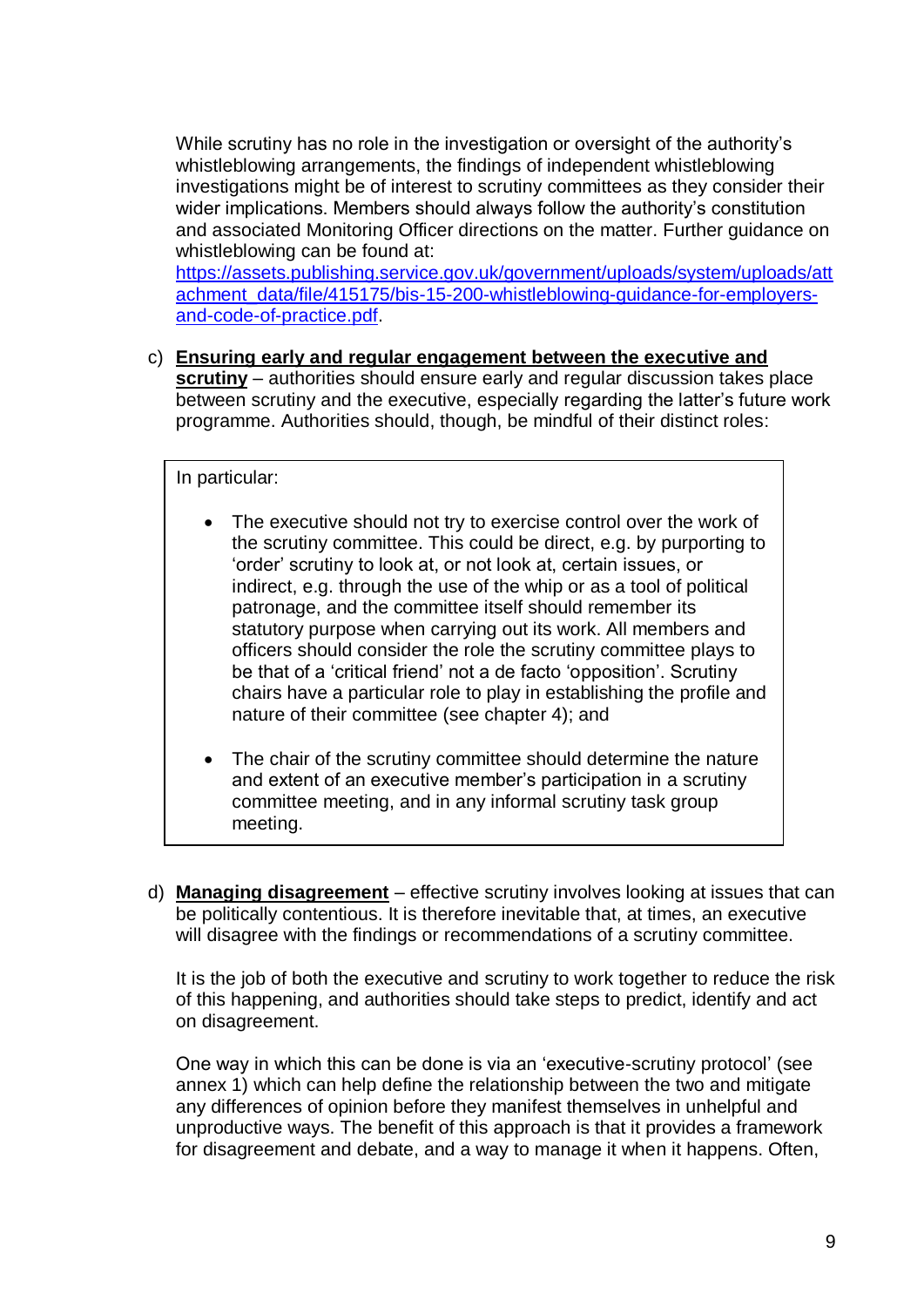While scrutiny has no role in the investigation or oversight of the authority's whistleblowing arrangements, the findings of independent whistleblowing investigations might be of interest to scrutiny committees as they consider their wider implications. Members should always follow the authority's constitution and associated Monitoring Officer directions on the matter. Further guidance on whistleblowing can be found at: [https://assets.publishing.service.gov.uk/government/uploads/system/uploads/attachment_data/file/415175/bis-15-200-whistleblowing-guidance-for-employers-and-code-of-practice.pdf](https://assets.publishing.service.gov.uk/government/uploads/system/uploads/attachment_data/file/415175/bis-15-200-whistleblowing-guidance-for-employers-and-code-of-practice.pdf).

c) **Ensuring early and regular engagement between the executive and scrutiny** – authorities should ensure early and regular discussion takes place between scrutiny and the executive, especially regarding the latter's future work programme. Authorities should, though, be mindful of their distinct roles:

> In particular:
>
> - The executive should not try to exercise control over the work of the scrutiny committee. This could be direct, e.g. by purporting to 'order' scrutiny to look at, or not look at, certain issues, or indirect, e.g. through the use of the whip or as a tool of political patronage, and the committee itself should remember its statutory purpose when carrying out its work. All members and officers should consider the role the scrutiny committee plays to be that of a 'critical friend' not a de facto 'opposition'. Scrutiny chairs have a particular role to play in establishing the profile and nature of their committee (see chapter 4); and
>
> - The chair of the scrutiny committee should determine the nature and extent of an executive member's participation in a scrutiny committee meeting, and in any informal scrutiny task group meeting.

d) **Managing disagreement** – effective scrutiny involves looking at issues that can be politically contentious. It is therefore inevitable that, at times, an executive will disagree with the findings or recommendations of a scrutiny committee.

It is the job of both the executive and scrutiny to work together to reduce the risk of this happening, and authorities should take steps to predict, identify and act on disagreement.

One way in which this can be done is via an 'executive-scrutiny protocol' (see annex 1) which can help define the relationship between the two and mitigate any differences of opinion before they manifest themselves in unhelpful and unproductive ways. The benefit of this approach is that it provides a framework for disagreement and debate, and a way to manage it when it happens. Often,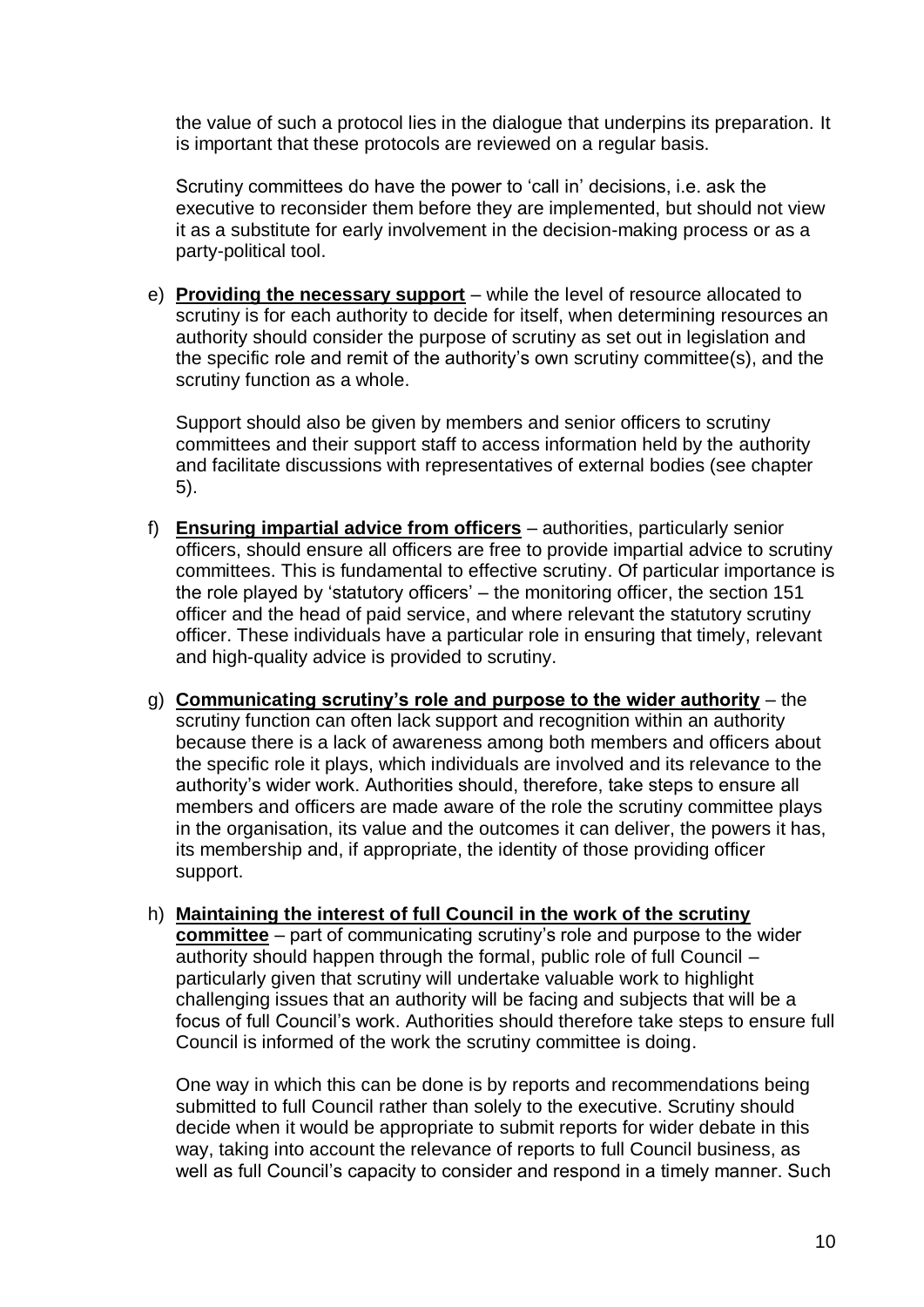the value of such a protocol lies in the dialogue that underpins its preparation. It is important that these protocols are reviewed on a regular basis.

Scrutiny committees do have the power to 'call in' decisions, i.e. ask the executive to reconsider them before they are implemented, but should not view it as a substitute for early involvement in the decision-making process or as a party-political tool.

e) **Providing the necessary support** – while the level of resource allocated to scrutiny is for each authority to decide for itself, when determining resources an authority should consider the purpose of scrutiny as set out in legislation and the specific role and remit of the authority's own scrutiny committee(s), and the scrutiny function as a whole.

   Support should also be given by members and senior officers to scrutiny committees and their support staff to access information held by the authority and facilitate discussions with representatives of external bodies (see chapter 5).

f) **Ensuring impartial advice from officers** – authorities, particularly senior officers, should ensure all officers are free to provide impartial advice to scrutiny committees. This is fundamental to effective scrutiny. Of particular importance is the role played by 'statutory officers' – the monitoring officer, the section 151 officer and the head of paid service, and where relevant the statutory scrutiny officer. These individuals have a particular role in ensuring that timely, relevant and high-quality advice is provided to scrutiny.

g) **Communicating scrutiny's role and purpose to the wider authority** – the scrutiny function can often lack support and recognition within an authority because there is a lack of awareness among both members and officers about the specific role it plays, which individuals are involved and its relevance to the authority's wider work. Authorities should, therefore, take steps to ensure all members and officers are made aware of the role the scrutiny committee plays in the organisation, its value and the outcomes it can deliver, the powers it has, its membership and, if appropriate, the identity of those providing officer support.

h) **Maintaining the interest of full Council in the work of the scrutiny committee** – part of communicating scrutiny's role and purpose to the wider authority should happen through the formal, public role of full Council – particularly given that scrutiny will undertake valuable work to highlight challenging issues that an authority will be facing and subjects that will be a focus of full Council's work. Authorities should therefore take steps to ensure full Council is informed of the work the scrutiny committee is doing.

   One way in which this can be done is by reports and recommendations being submitted to full Council rather than solely to the executive. Scrutiny should decide when it would be appropriate to submit reports for wider debate in this way, taking into account the relevance of reports to full Council business, as well as full Council's capacity to consider and respond in a timely manner. Such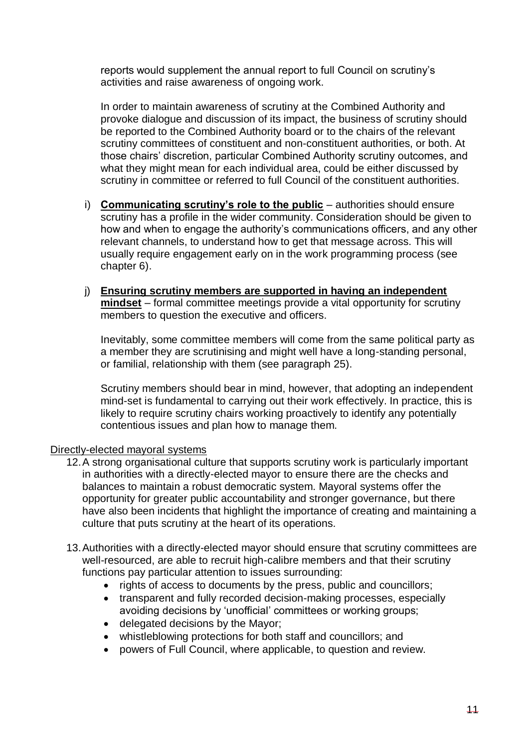reports would supplement the annual report to full Council on scrutiny's activities and raise awareness of ongoing work.

In order to maintain awareness of scrutiny at the Combined Authority and provoke dialogue and discussion of its impact, the business of scrutiny should be reported to the Combined Authority board or to the chairs of the relevant scrutiny committees of constituent and non-constituent authorities, or both. At those chairs' discretion, particular Combined Authority scrutiny outcomes, and what they might mean for each individual area, could be either discussed by scrutiny in committee or referred to full Council of the constituent authorities.

i) **Communicating scrutiny's role to the public** – authorities should ensure scrutiny has a profile in the wider community. Consideration should be given to how and when to engage the authority's communications officers, and any other relevant channels, to understand how to get that message across. This will usually require engagement early on in the work programming process (see chapter 6).

j) **Ensuring scrutiny members are supported in having an independent mindset** – formal committee meetings provide a vital opportunity for scrutiny members to question the executive and officers.

   Inevitably, some committee members will come from the same political party as a member they are scrutinising and might well have a long-standing personal, or familial, relationship with them (see paragraph 25).

   Scrutiny members should bear in mind, however, that adopting an independent mind-set is fundamental to carrying out their work effectively. In practice, this is likely to require scrutiny chairs working proactively to identify any potentially contentious issues and plan how to manage them.

Directly-elected mayoral systems

12. A strong organisational culture that supports scrutiny work is particularly important in authorities with a directly-elected mayor to ensure there are the checks and balances to maintain a robust democratic system. Mayoral systems offer the opportunity for greater public accountability and stronger governance, but there have also been incidents that highlight the importance of creating and maintaining a culture that puts scrutiny at the heart of its operations.

13. Authorities with a directly-elected mayor should ensure that scrutiny committees are well-resourced, are able to recruit high-calibre members and that their scrutiny functions pay particular attention to issues surrounding:
    - rights of access to documents by the press, public and councillors;
    - transparent and fully recorded decision-making processes, especially avoiding decisions by 'unofficial' committees or working groups;
    - delegated decisions by the Mayor;
    - whistleblowing protections for both staff and councillors; and
    - powers of Full Council, where applicable, to question and review.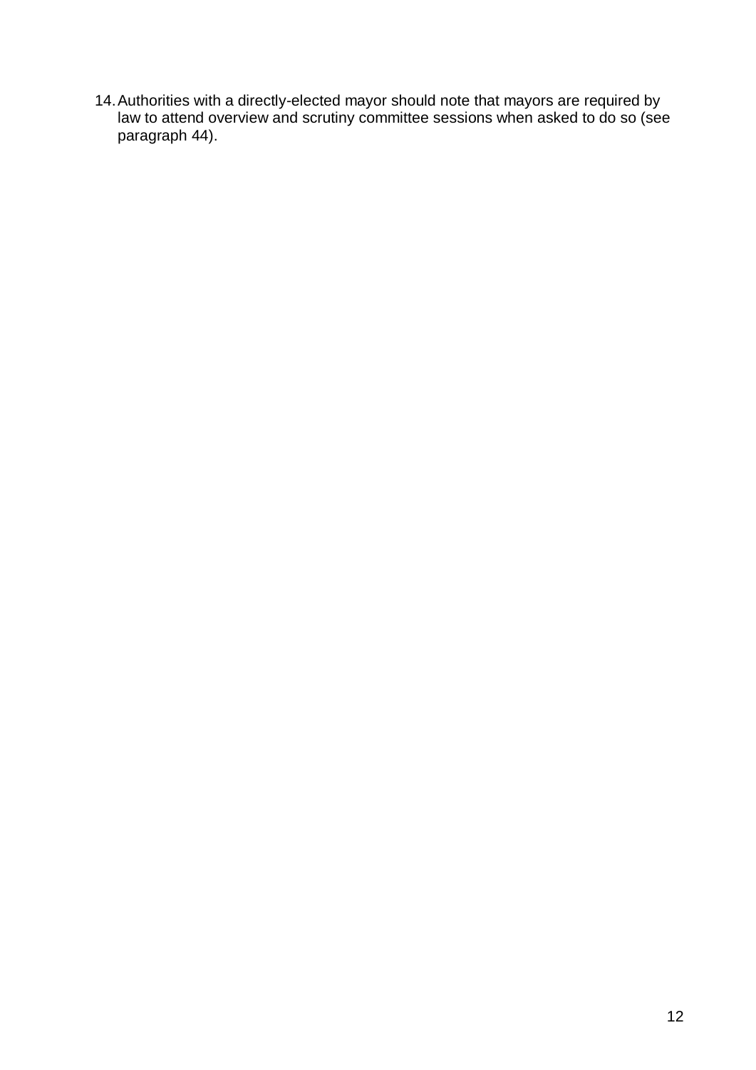14. Authorities with a directly-elected mayor should note that mayors are required by law to attend overview and scrutiny committee sessions when asked to do so (see paragraph 44).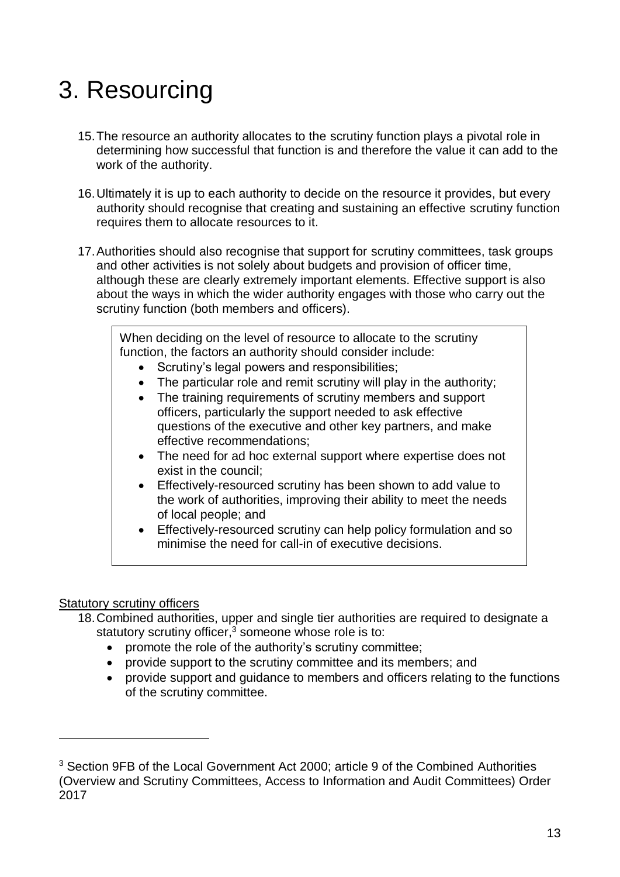# 3. Resourcing

15. The resource an authority allocates to the scrutiny function plays a pivotal role in determining how successful that function is and therefore the value it can add to the work of the authority.

16. Ultimately it is up to each authority to decide on the resource it provides, but every authority should recognise that creating and sustaining an effective scrutiny function requires them to allocate resources to it.

17. Authorities should also recognise that support for scrutiny committees, task groups and other activities is not solely about budgets and provision of officer time, although these are clearly extremely important elements. Effective support is also about the ways in which the wider authority engages with those who carry out the scrutiny function (both members and officers).

> When deciding on the level of resource to allocate to the scrutiny function, the factors an authority should consider include:
>
> - Scrutiny's legal powers and responsibilities;
> - The particular role and remit scrutiny will play in the authority;
> - The training requirements of scrutiny members and support officers, particularly the support needed to ask effective questions of the executive and other key partners, and make effective recommendations;
> - The need for ad hoc external support where expertise does not exist in the council;
> - Effectively-resourced scrutiny has been shown to add value to the work of authorities, improving their ability to meet the needs of local people; and
> - Effectively-resourced scrutiny can help policy formulation and so minimise the need for call-in of executive decisions.

Statutory scrutiny officers

18. Combined authorities, upper and single tier authorities are required to designate a statutory scrutiny officer,[3] someone whose role is to:
    - promote the role of the authority's scrutiny committee;
    - provide support to the scrutiny committee and its members; and
    - provide support and guidance to members and officers relating to the functions of the scrutiny committee.

---

[3] Section 9FB of the Local Government Act 2000; article 9 of the Combined Authorities (Overview and Scrutiny Committees, Access to Information and Audit Committees) Order 2017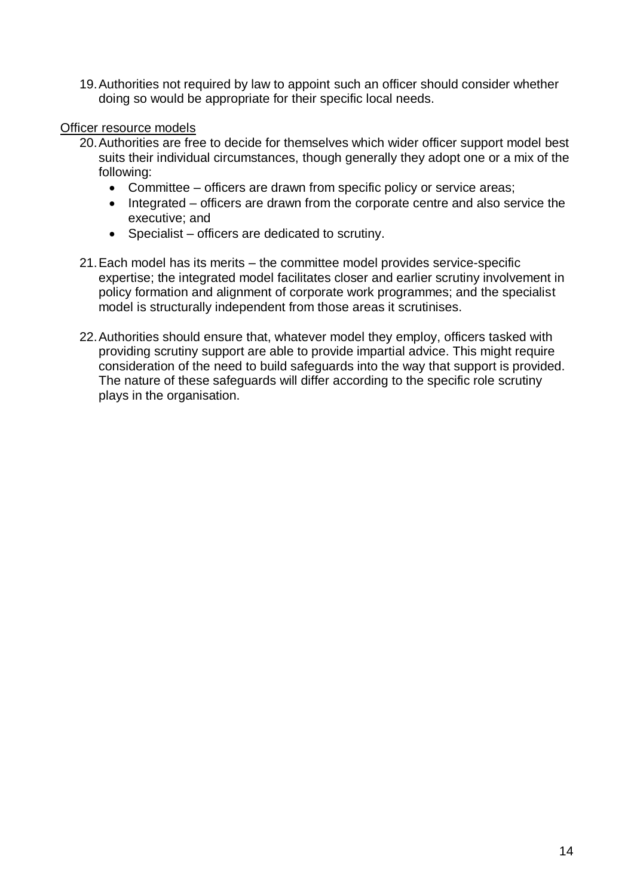19. Authorities not required by law to appoint such an officer should consider whether doing so would be appropriate for their specific local needs.

<u>Officer resource models</u>

20. Authorities are free to decide for themselves which wider officer support model best suits their individual circumstances, though generally they adopt one or a mix of the following:
    - Committee – officers are drawn from specific policy or service areas;
    - Integrated – officers are drawn from the corporate centre and also service the executive; and
    - Specialist – officers are dedicated to scrutiny.

21. Each model has its merits – the committee model provides service-specific expertise; the integrated model facilitates closer and earlier scrutiny involvement in policy formation and alignment of corporate work programmes; and the specialist model is structurally independent from those areas it scrutinises.

22. Authorities should ensure that, whatever model they employ, officers tasked with providing scrutiny support are able to provide impartial advice. This might require consideration of the need to build safeguards into the way that support is provided. The nature of these safeguards will differ according to the specific role scrutiny plays in the organisation.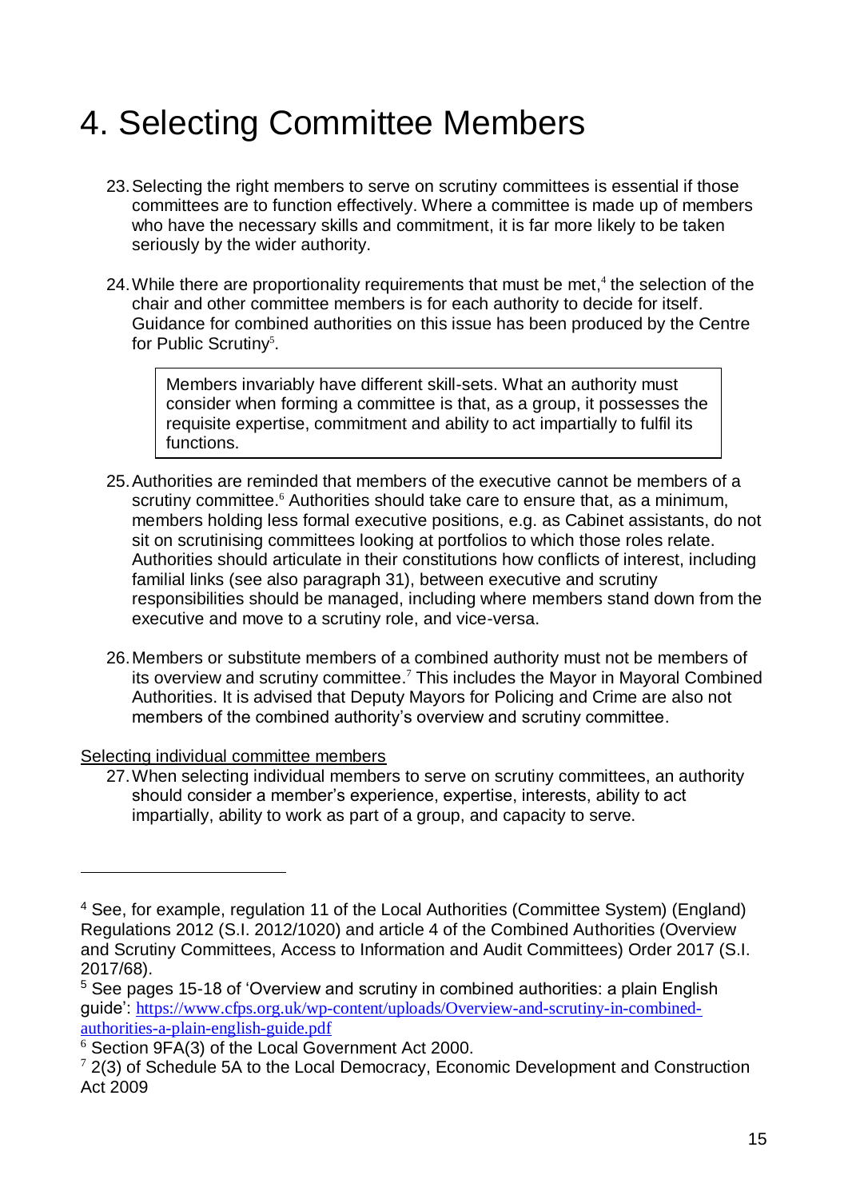# 4. Selecting Committee Members

23. Selecting the right members to serve on scrutiny committees is essential if those committees are to function effectively. Where a committee is made up of members who have the necessary skills and commitment, it is far more likely to be taken seriously by the wider authority.

24. While there are proportionality requirements that must be met,[4] the selection of the chair and other committee members is for each authority to decide for itself. Guidance for combined authorities on this issue has been produced by the Centre for Public Scrutiny[5].

> Members invariably have different skill-sets. What an authority must consider when forming a committee is that, as a group, it possesses the requisite expertise, commitment and ability to act impartially to fulfil its functions.

25. Authorities are reminded that members of the executive cannot be members of a scrutiny committee.[6] Authorities should take care to ensure that, as a minimum, members holding less formal executive positions, e.g. as Cabinet assistants, do not sit on scrutinising committees looking at portfolios to which those roles relate. Authorities should articulate in their constitutions how conflicts of interest, including familial links (see also paragraph 31), between executive and scrutiny responsibilities should be managed, including where members stand down from the executive and move to a scrutiny role, and vice-versa.

26. Members or substitute members of a combined authority must not be members of its overview and scrutiny committee.[7] This includes the Mayor in Mayoral Combined Authorities. It is advised that Deputy Mayors for Policing and Crime are also not members of the combined authority's overview and scrutiny committee.

<u>Selecting individual committee members</u>

27. When selecting individual members to serve on scrutiny committees, an authority should consider a member's experience, expertise, interests, ability to act impartially, ability to work as part of a group, and capacity to serve.

---

[4] See, for example, regulation 11 of the Local Authorities (Committee System) (England) Regulations 2012 (S.I. 2012/1020) and article 4 of the Combined Authorities (Overview and Scrutiny Committees, Access to Information and Audit Committees) Order 2017 (S.I. 2017/68).

[5] See pages 15-18 of 'Overview and scrutiny in combined authorities: a plain English guide': https://www.cfps.org.uk/wp-content/uploads/Overview-and-scrutiny-in-combined-authorities-a-plain-english-guide.pdf

[6] Section 9FA(3) of the Local Government Act 2000.

[7] 2(3) of Schedule 5A to the Local Democracy, Economic Development and Construction Act 2009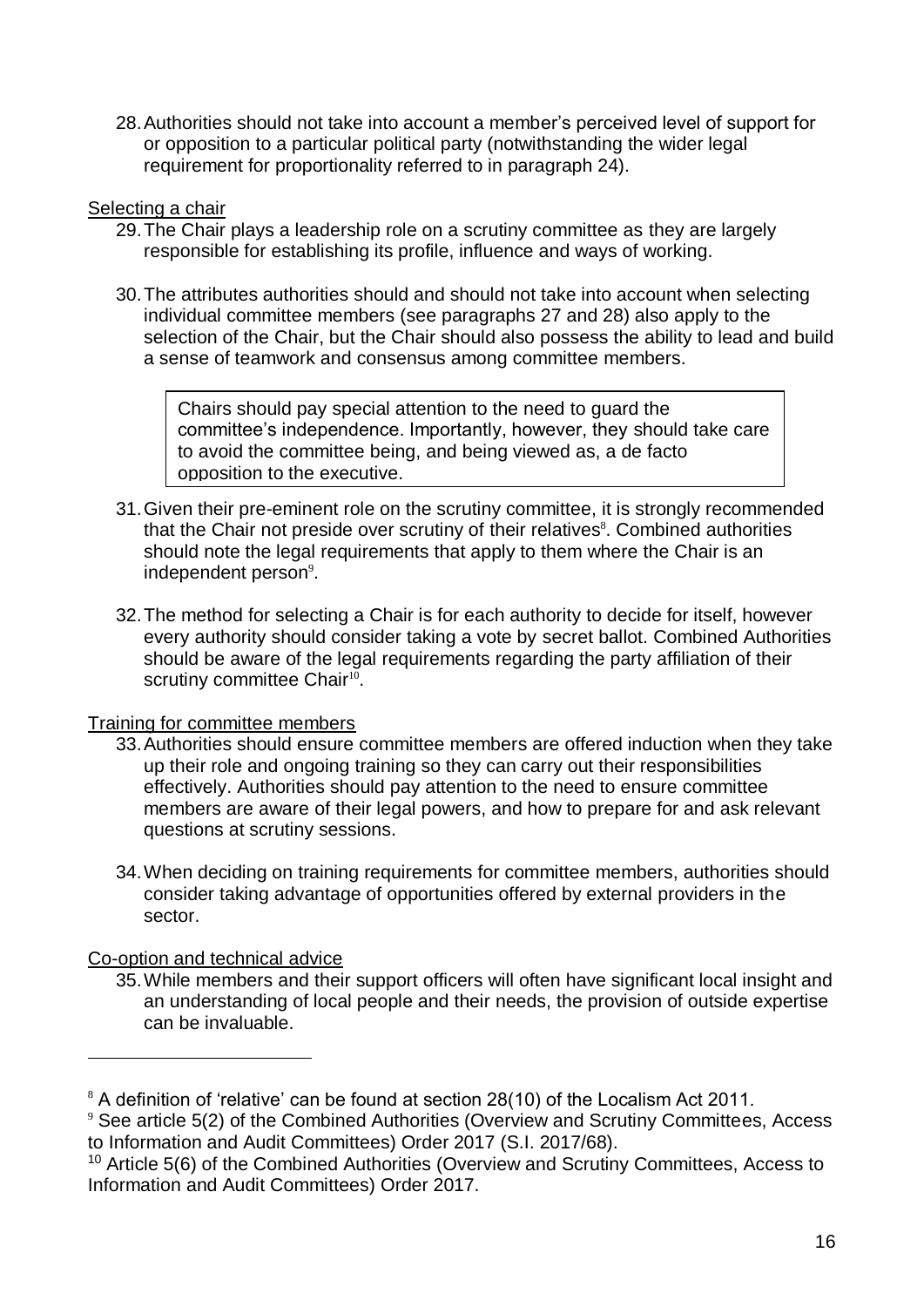28. Authorities should not take into account a member's perceived level of support for or opposition to a particular political party (notwithstanding the wider legal requirement for proportionality referred to in paragraph 24).

<u>Selecting a chair</u>

29. The Chair plays a leadership role on a scrutiny committee as they are largely responsible for establishing its profile, influence and ways of working.

30. The attributes authorities should and should not take into account when selecting individual committee members (see paragraphs 27 and 28) also apply to the selection of the Chair, but the Chair should also possess the ability to lead and build a sense of teamwork and consensus among committee members.

> Chairs should pay special attention to the need to guard the committee's independence. Importantly, however, they should take care to avoid the committee being, and being viewed as, a de facto opposition to the executive.

31. Given their pre-eminent role on the scrutiny committee, it is strongly recommended that the Chair not preside over scrutiny of their relatives[8]. Combined authorities should note the legal requirements that apply to them where the Chair is an independent person[9].

32. The method for selecting a Chair is for each authority to decide for itself, however every authority should consider taking a vote by secret ballot. Combined Authorities should be aware of the legal requirements regarding the party affiliation of their scrutiny committee Chair[10].

<u>Training for committee members</u>

33. Authorities should ensure committee members are offered induction when they take up their role and ongoing training so they can carry out their responsibilities effectively. Authorities should pay attention to the need to ensure committee members are aware of their legal powers, and how to prepare for and ask relevant questions at scrutiny sessions.

34. When deciding on training requirements for committee members, authorities should consider taking advantage of opportunities offered by external providers in the sector.

<u>Co-option and technical advice</u>

35. While members and their support officers will often have significant local insight and an understanding of local people and their needs, the provision of outside expertise can be invaluable.

---

[8] A definition of 'relative' can be found at section 28(10) of the Localism Act 2011.

[9] See article 5(2) of the Combined Authorities (Overview and Scrutiny Committees, Access to Information and Audit Committees) Order 2017 (S.I. 2017/68).

[10] Article 5(6) of the Combined Authorities (Overview and Scrutiny Committees, Access to Information and Audit Committees) Order 2017.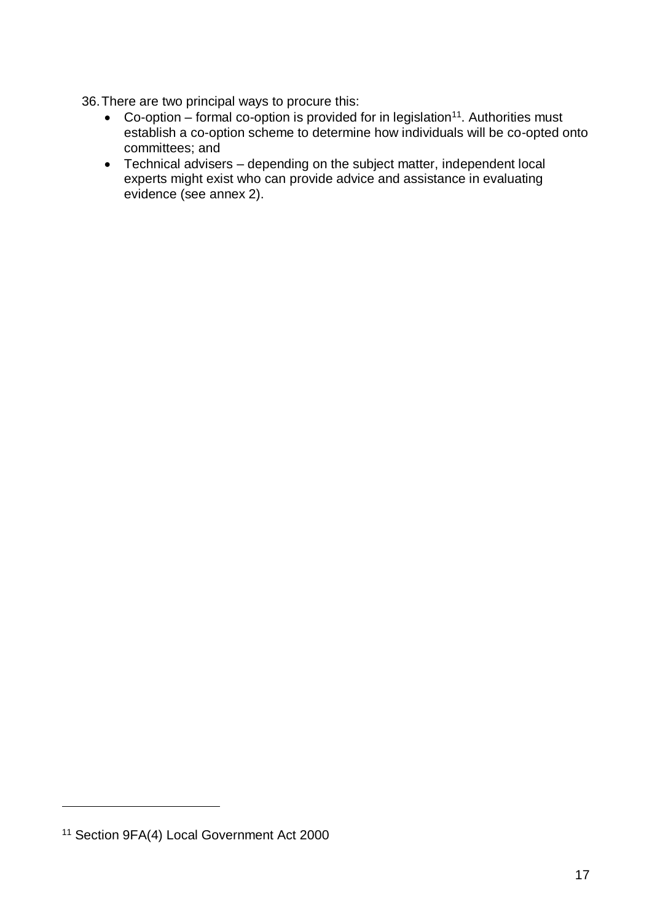36. There are two principal ways to procure this:
    - Co-option – formal co-option is provided for in legislation[11]. Authorities must establish a co-option scheme to determine how individuals will be co-opted onto committees; and
    - Technical advisers – depending on the subject matter, independent local experts might exist who can provide advice and assistance in evaluating evidence (see annex 2).

---

[11] Section 9FA(4) Local Government Act 2000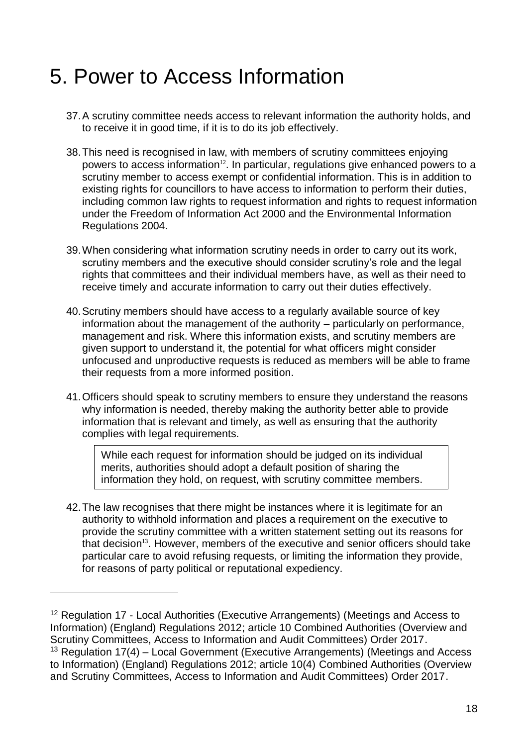# 5. Power to Access Information

37. A scrutiny committee needs access to relevant information the authority holds, and to receive it in good time, if it is to do its job effectively.

38. This need is recognised in law, with members of scrutiny committees enjoying powers to access information[12]. In particular, regulations give enhanced powers to a scrutiny member to access exempt or confidential information. This is in addition to existing rights for councillors to have access to information to perform their duties, including common law rights to request information and rights to request information under the Freedom of Information Act 2000 and the Environmental Information Regulations 2004.

39. When considering what information scrutiny needs in order to carry out its work, scrutiny members and the executive should consider scrutiny's role and the legal rights that committees and their individual members have, as well as their need to receive timely and accurate information to carry out their duties effectively.

40. Scrutiny members should have access to a regularly available source of key information about the management of the authority – particularly on performance, management and risk. Where this information exists, and scrutiny members are given support to understand it, the potential for what officers might consider unfocused and unproductive requests is reduced as members will be able to frame their requests from a more informed position.

41. Officers should speak to scrutiny members to ensure they understand the reasons why information is needed, thereby making the authority better able to provide information that is relevant and timely, as well as ensuring that the authority complies with legal requirements.

> While each request for information should be judged on its individual merits, authorities should adopt a default position of sharing the information they hold, on request, with scrutiny committee members.

42. The law recognises that there might be instances where it is legitimate for an authority to withhold information and places a requirement on the executive to provide the scrutiny committee with a written statement setting out its reasons for that decision[13]. However, members of the executive and senior officers should take particular care to avoid refusing requests, or limiting the information they provide, for reasons of party political or reputational expediency.

---

[12] Regulation 17 - Local Authorities (Executive Arrangements) (Meetings and Access to Information) (England) Regulations 2012; article 10 Combined Authorities (Overview and Scrutiny Committees, Access to Information and Audit Committees) Order 2017.

[13] Regulation 17(4) – Local Government (Executive Arrangements) (Meetings and Access to Information) (England) Regulations 2012; article 10(4) Combined Authorities (Overview and Scrutiny Committees, Access to Information and Audit Committees) Order 2017.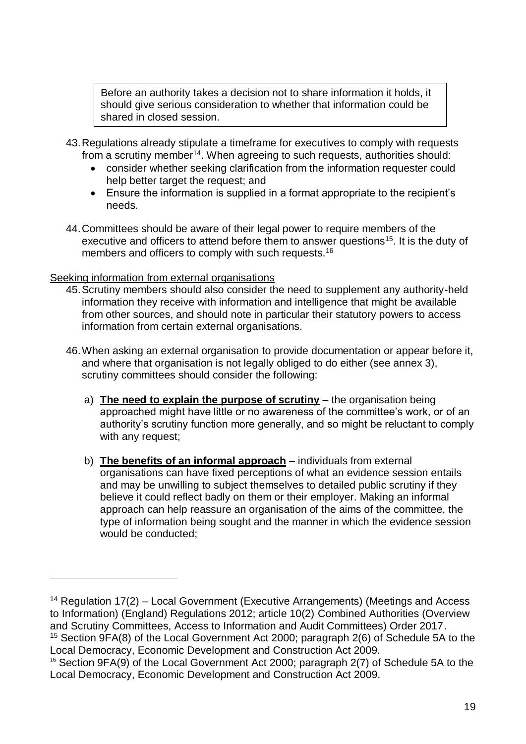> Before an authority takes a decision not to share information it holds, it should give serious consideration to whether that information could be shared in closed session.

43. Regulations already stipulate a timeframe for executives to comply with requests from a scrutiny member[14]. When agreeing to such requests, authorities should:
    - consider whether seeking clarification from the information requester could help better target the request; and
    - Ensure the information is supplied in a format appropriate to the recipient's needs.

44. Committees should be aware of their legal power to require members of the executive and officers to attend before them to answer questions[15]. It is the duty of members and officers to comply with such requests.[16]

<u>Seeking information from external organisations</u>

45. Scrutiny members should also consider the need to supplement any authority-held information they receive with information and intelligence that might be available from other sources, and should note in particular their statutory powers to access information from certain external organisations.

46. When asking an external organisation to provide documentation or appear before it, and where that organisation is not legally obliged to do either (see annex 3), scrutiny committees should consider the following:

    a) **<u>The need to explain the purpose of scrutiny</u>** – the organisation being approached might have little or no awareness of the committee's work, or of an authority's scrutiny function more generally, and so might be reluctant to comply with any request;

    b) **<u>The benefits of an informal approach</u>** – individuals from external organisations can have fixed perceptions of what an evidence session entails and may be unwilling to subject themselves to detailed public scrutiny if they believe it could reflect badly on them or their employer. Making an informal approach can help reassure an organisation of the aims of the committee, the type of information being sought and the manner in which the evidence session would be conducted;

---

[14] Regulation 17(2) – Local Government (Executive Arrangements) (Meetings and Access to Information) (England) Regulations 2012; article 10(2) Combined Authorities (Overview and Scrutiny Committees, Access to Information and Audit Committees) Order 2017.

[15] Section 9FA(8) of the Local Government Act 2000; paragraph 2(6) of Schedule 5A to the Local Democracy, Economic Development and Construction Act 2009.

[16] Section 9FA(9) of the Local Government Act 2000; paragraph 2(7) of Schedule 5A to the Local Democracy, Economic Development and Construction Act 2009.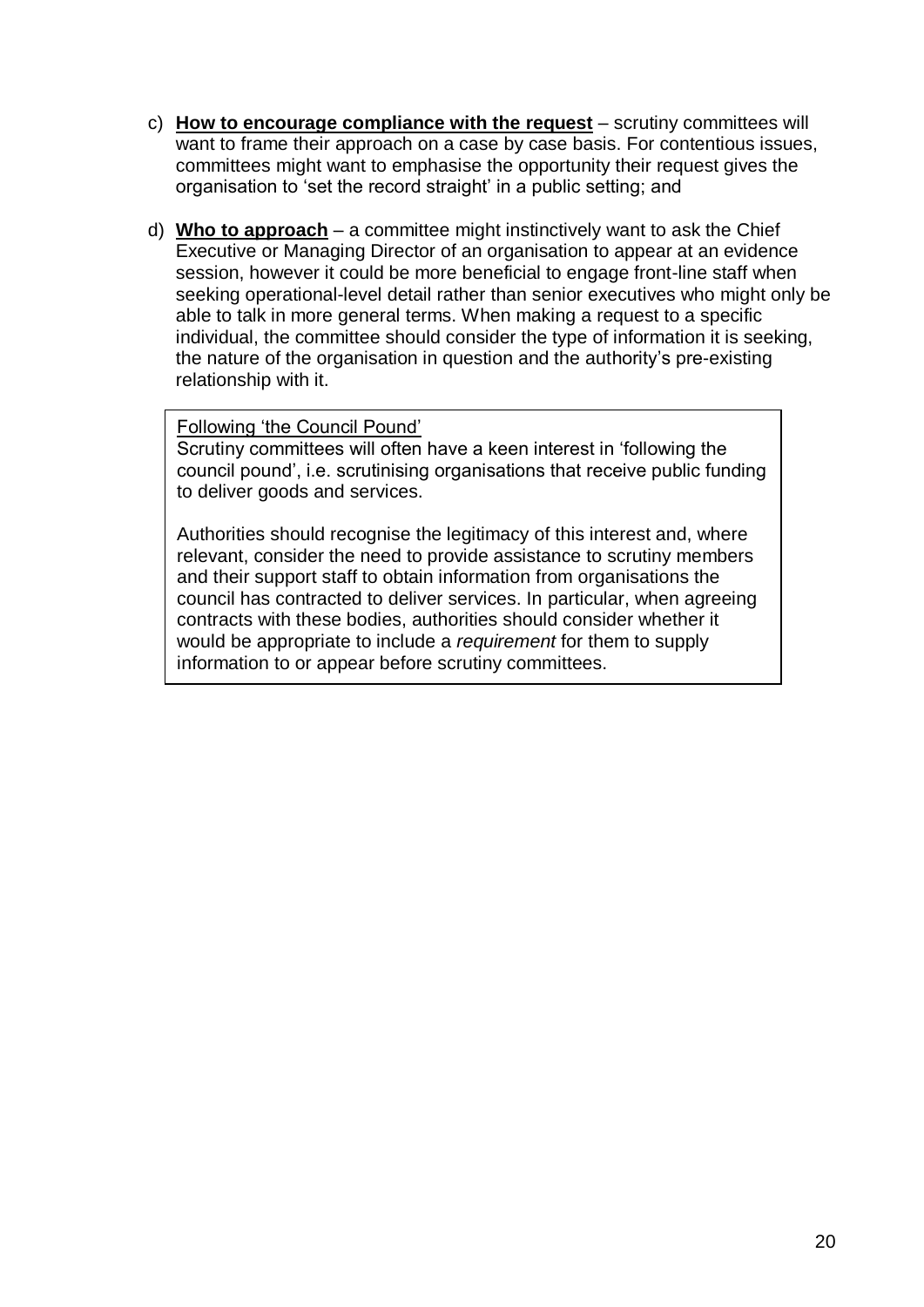c) **How to encourage compliance with the request** – scrutiny committees will want to frame their approach on a case by case basis. For contentious issues, committees might want to emphasise the opportunity their request gives the organisation to 'set the record straight' in a public setting; and

d) **Who to approach** – a committee might instinctively want to ask the Chief Executive or Managing Director of an organisation to appear at an evidence session, however it could be more beneficial to engage front-line staff when seeking operational-level detail rather than senior executives who might only be able to talk in more general terms. When making a request to a specific individual, the committee should consider the type of information it is seeking, the nature of the organisation in question and the authority's pre-existing relationship with it.

> Following 'the Council Pound'
>
> Scrutiny committees will often have a keen interest in 'following the council pound', i.e. scrutinising organisations that receive public funding to deliver goods and services.
>
> Authorities should recognise the legitimacy of this interest and, where relevant, consider the need to provide assistance to scrutiny members and their support staff to obtain information from organisations the council has contracted to deliver services. In particular, when agreeing contracts with these bodies, authorities should consider whether it would be appropriate to include a *requirement* for them to supply information to or appear before scrutiny committees.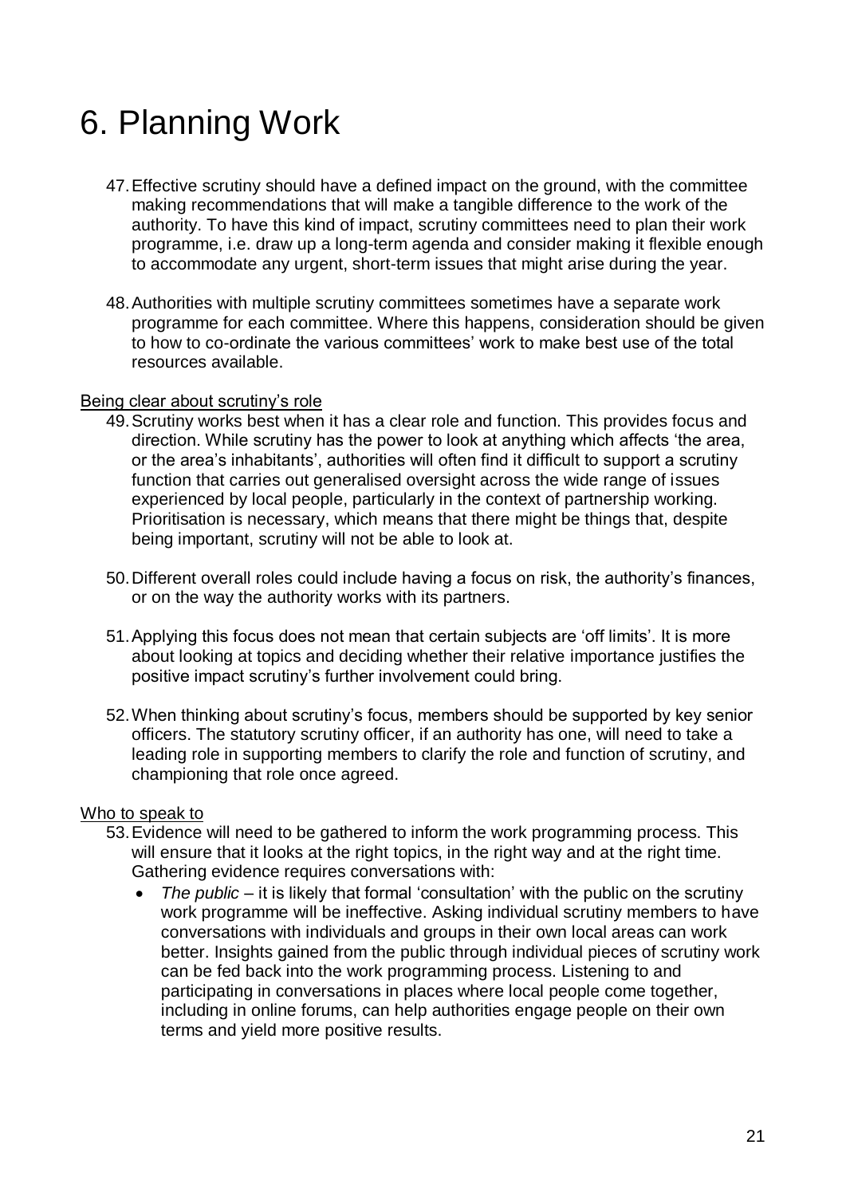# 6. Planning Work

47. Effective scrutiny should have a defined impact on the ground, with the committee making recommendations that will make a tangible difference to the work of the authority. To have this kind of impact, scrutiny committees need to plan their work programme, i.e. draw up a long-term agenda and consider making it flexible enough to accommodate any urgent, short-term issues that might arise during the year.

48. Authorities with multiple scrutiny committees sometimes have a separate work programme for each committee. Where this happens, consideration should be given to how to co-ordinate the various committees' work to make best use of the total resources available.

Being clear about scrutiny's role

49. Scrutiny works best when it has a clear role and function. This provides focus and direction. While scrutiny has the power to look at anything which affects 'the area, or the area's inhabitants', authorities will often find it difficult to support a scrutiny function that carries out generalised oversight across the wide range of issues experienced by local people, particularly in the context of partnership working. Prioritisation is necessary, which means that there might be things that, despite being important, scrutiny will not be able to look at.

50. Different overall roles could include having a focus on risk, the authority's finances, or on the way the authority works with its partners.

51. Applying this focus does not mean that certain subjects are 'off limits'. It is more about looking at topics and deciding whether their relative importance justifies the positive impact scrutiny's further involvement could bring.

52. When thinking about scrutiny's focus, members should be supported by key senior officers. The statutory scrutiny officer, if an authority has one, will need to take a leading role in supporting members to clarify the role and function of scrutiny, and championing that role once agreed.

Who to speak to

53. Evidence will need to be gathered to inform the work programming process. This will ensure that it looks at the right topics, in the right way and at the right time. Gathering evidence requires conversations with:
    - *The public* – it is likely that formal 'consultation' with the public on the scrutiny work programme will be ineffective. Asking individual scrutiny members to have conversations with individuals and groups in their own local areas can work better. Insights gained from the public through individual pieces of scrutiny work can be fed back into the work programming process. Listening to and participating in conversations in places where local people come together, including in online forums, can help authorities engage people on their own terms and yield more positive results.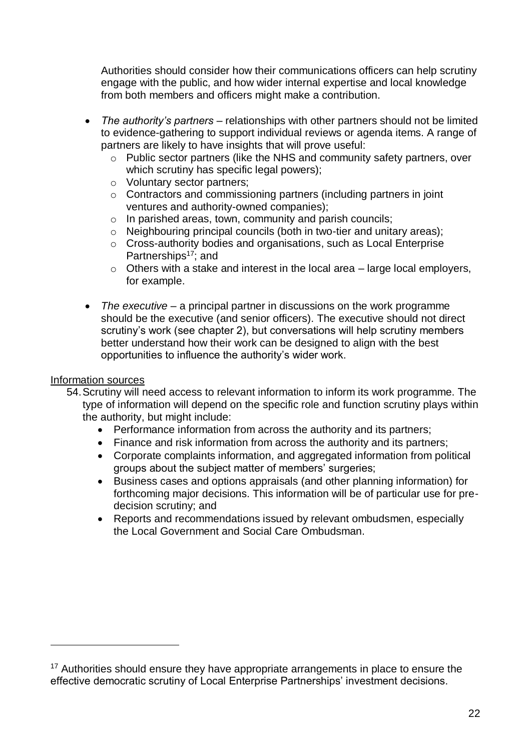Authorities should consider how their communications officers can help scrutiny engage with the public, and how wider internal expertise and local knowledge from both members and officers might make a contribution.

- *The authority's partners* – relationships with other partners should not be limited to evidence-gathering to support individual reviews or agenda items. A range of partners are likely to have insights that will prove useful:
  - Public sector partners (like the NHS and community safety partners, over which scrutiny has specific legal powers);
  - Voluntary sector partners;
  - Contractors and commissioning partners (including partners in joint ventures and authority-owned companies);
  - In parished areas, town, community and parish councils;
  - Neighbouring principal councils (both in two-tier and unitary areas);
  - Cross-authority bodies and organisations, such as Local Enterprise Partnerships[17]; and
  - Others with a stake and interest in the local area – large local employers, for example.
- *The executive* – a principal partner in discussions on the work programme should be the executive (and senior officers). The executive should not direct scrutiny's work (see chapter 2), but conversations will help scrutiny members better understand how their work can be designed to align with the best opportunities to influence the authority's wider work.

<u>Information sources</u>

54. Scrutiny will need access to relevant information to inform its work programme. The type of information will depend on the specific role and function scrutiny plays within the authority, but might include:
    - Performance information from across the authority and its partners;
    - Finance and risk information from across the authority and its partners;
    - Corporate complaints information, and aggregated information from political groups about the subject matter of members' surgeries;
    - Business cases and options appraisals (and other planning information) for forthcoming major decisions. This information will be of particular use for pre-decision scrutiny; and
    - Reports and recommendations issued by relevant ombudsmen, especially the Local Government and Social Care Ombudsman.

---

[17] Authorities should ensure they have appropriate arrangements in place to ensure the effective democratic scrutiny of Local Enterprise Partnerships' investment decisions.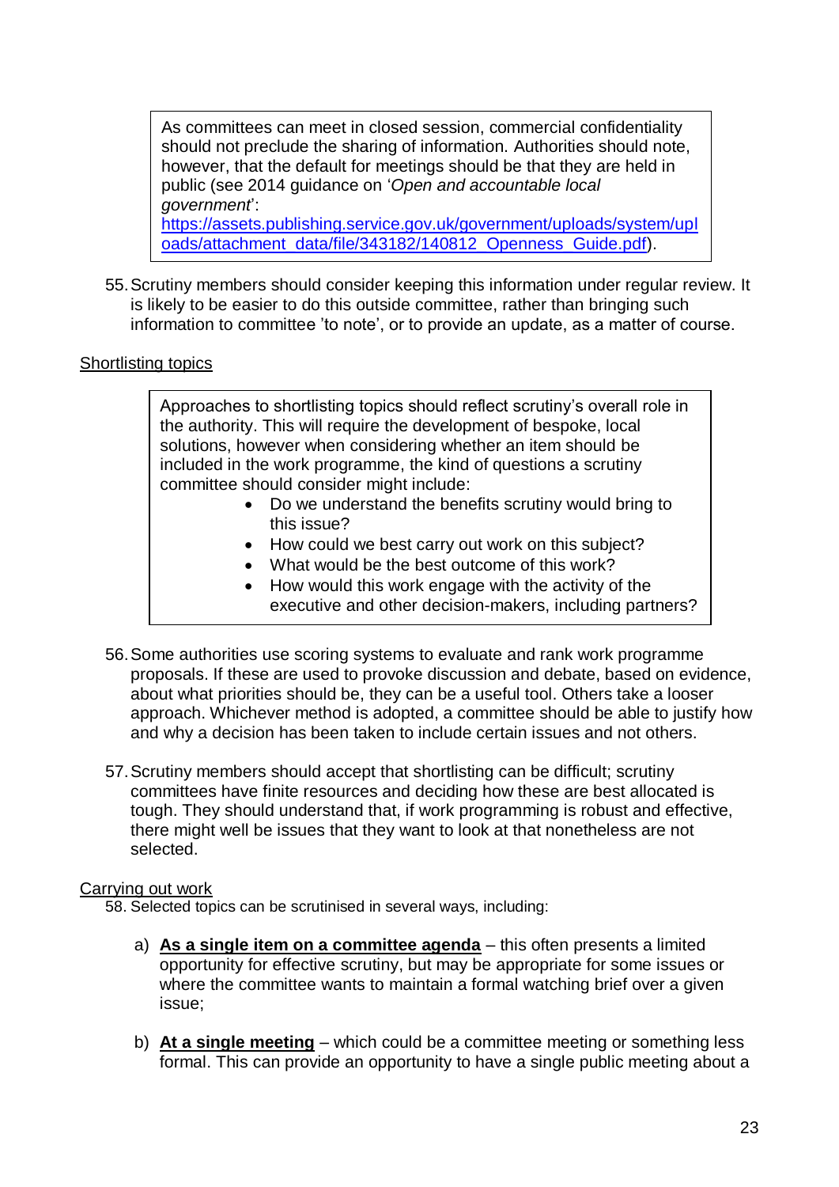> As committees can meet in closed session, commercial confidentiality should not preclude the sharing of information. Authorities should note, however, that the default for meetings should be that they are held in public (see 2014 guidance on '*Open and accountable local government*': [https://assets.publishing.service.gov.uk/government/uploads/system/uploads/attachment_data/file/343182/140812_Openness_Guide.pdf](https://assets.publishing.service.gov.uk/government/uploads/system/uploads/attachment_data/file/343182/140812_Openness_Guide.pdf)).

55. Scrutiny members should consider keeping this information under regular review. It is likely to be easier to do this outside committee, rather than bringing such information to committee 'to note', or to provide an update, as a matter of course.

<u>Shortlisting topics</u>

> Approaches to shortlisting topics should reflect scrutiny's overall role in the authority. This will require the development of bespoke, local solutions, however when considering whether an item should be included in the work programme, the kind of questions a scrutiny committee should consider might include:
>
> - Do we understand the benefits scrutiny would bring to this issue?
> - How could we best carry out work on this subject?
> - What would be the best outcome of this work?
> - How would this work engage with the activity of the executive and other decision-makers, including partners?

56. Some authorities use scoring systems to evaluate and rank work programme proposals. If these are used to provoke discussion and debate, based on evidence, about what priorities should be, they can be a useful tool. Others take a looser approach. Whichever method is adopted, a committee should be able to justify how and why a decision has been taken to include certain issues and not others.

57. Scrutiny members should accept that shortlisting can be difficult; scrutiny committees have finite resources and deciding how these are best allocated is tough. They should understand that, if work programming is robust and effective, there might well be issues that they want to look at that nonetheless are not selected.

<u>Carrying out work</u>

58. Selected topics can be scrutinised in several ways, including:

   a) <u>**As a single item on a committee agenda**</u> – this often presents a limited opportunity for effective scrutiny, but may be appropriate for some issues or where the committee wants to maintain a formal watching brief over a given issue;

   b) <u>**At a single meeting**</u> – which could be a committee meeting or something less formal. This can provide an opportunity to have a single public meeting about a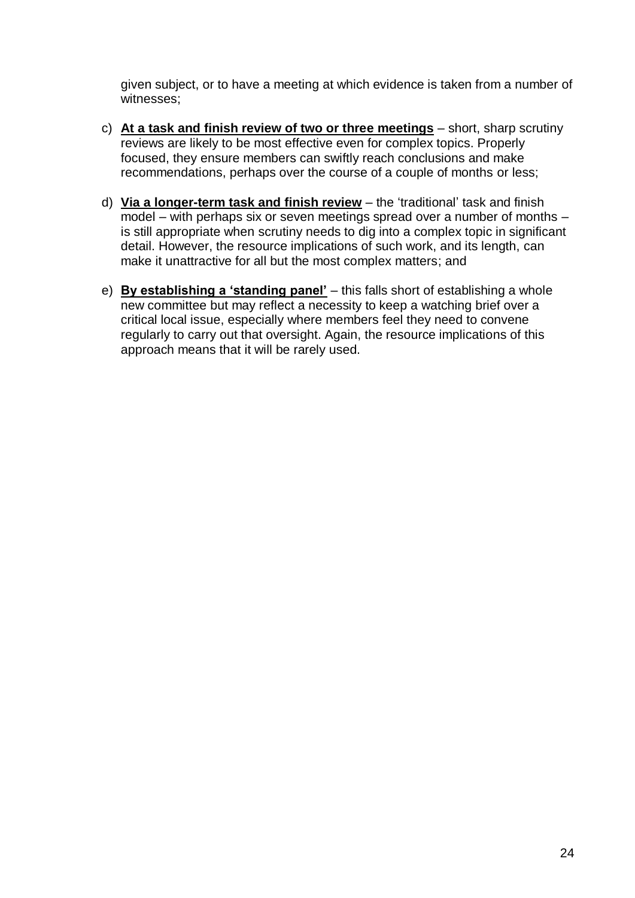given subject, or to have a meeting at which evidence is taken from a number of witnesses;

c) **At a task and finish review of two or three meetings** – short, sharp scrutiny reviews are likely to be most effective even for complex topics. Properly focused, they ensure members can swiftly reach conclusions and make recommendations, perhaps over the course of a couple of months or less;

d) **Via a longer-term task and finish review** – the 'traditional' task and finish model – with perhaps six or seven meetings spread over a number of months – is still appropriate when scrutiny needs to dig into a complex topic in significant detail. However, the resource implications of such work, and its length, can make it unattractive for all but the most complex matters; and

e) **By establishing a 'standing panel'** – this falls short of establishing a whole new committee but may reflect a necessity to keep a watching brief over a critical local issue, especially where members feel they need to convene regularly to carry out that oversight. Again, the resource implications of this approach means that it will be rarely used.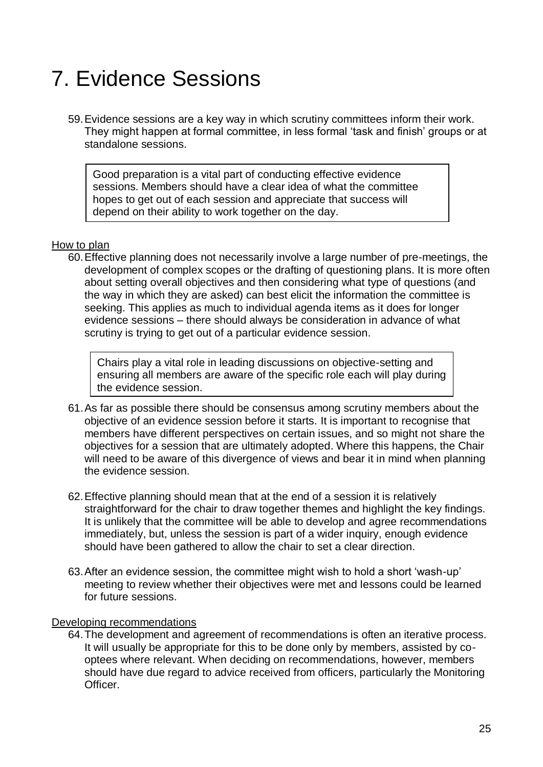# 7. Evidence Sessions

59. Evidence sessions are a key way in which scrutiny committees inform their work. They might happen at formal committee, in less formal 'task and finish' groups or at standalone sessions.

> Good preparation is a vital part of conducting effective evidence sessions. Members should have a clear idea of what the committee hopes to get out of each session and appreciate that success will depend on their ability to work together on the day.

<u>How to plan</u>

60. Effective planning does not necessarily involve a large number of pre-meetings, the development of complex scopes or the drafting of questioning plans. It is more often about setting overall objectives and then considering what type of questions (and the way in which they are asked) can best elicit the information the committee is seeking. This applies as much to individual agenda items as it does for longer evidence sessions – there should always be consideration in advance of what scrutiny is trying to get out of a particular evidence session.

> Chairs play a vital role in leading discussions on objective-setting and ensuring all members are aware of the specific role each will play during the evidence session.

61. As far as possible there should be consensus among scrutiny members about the objective of an evidence session before it starts. It is important to recognise that members have different perspectives on certain issues, and so might not share the objectives for a session that are ultimately adopted. Where this happens, the Chair will need to be aware of this divergence of views and bear it in mind when planning the evidence session.

62. Effective planning should mean that at the end of a session it is relatively straightforward for the chair to draw together themes and highlight the key findings. It is unlikely that the committee will be able to develop and agree recommendations immediately, but, unless the session is part of a wider inquiry, enough evidence should have been gathered to allow the chair to set a clear direction.

63. After an evidence session, the committee might wish to hold a short 'wash-up' meeting to review whether their objectives were met and lessons could be learned for future sessions.

<u>Developing recommendations</u>

64. The development and agreement of recommendations is often an iterative process. It will usually be appropriate for this to be done only by members, assisted by co-optees where relevant. When deciding on recommendations, however, members should have due regard to advice received from officers, particularly the Monitoring Officer.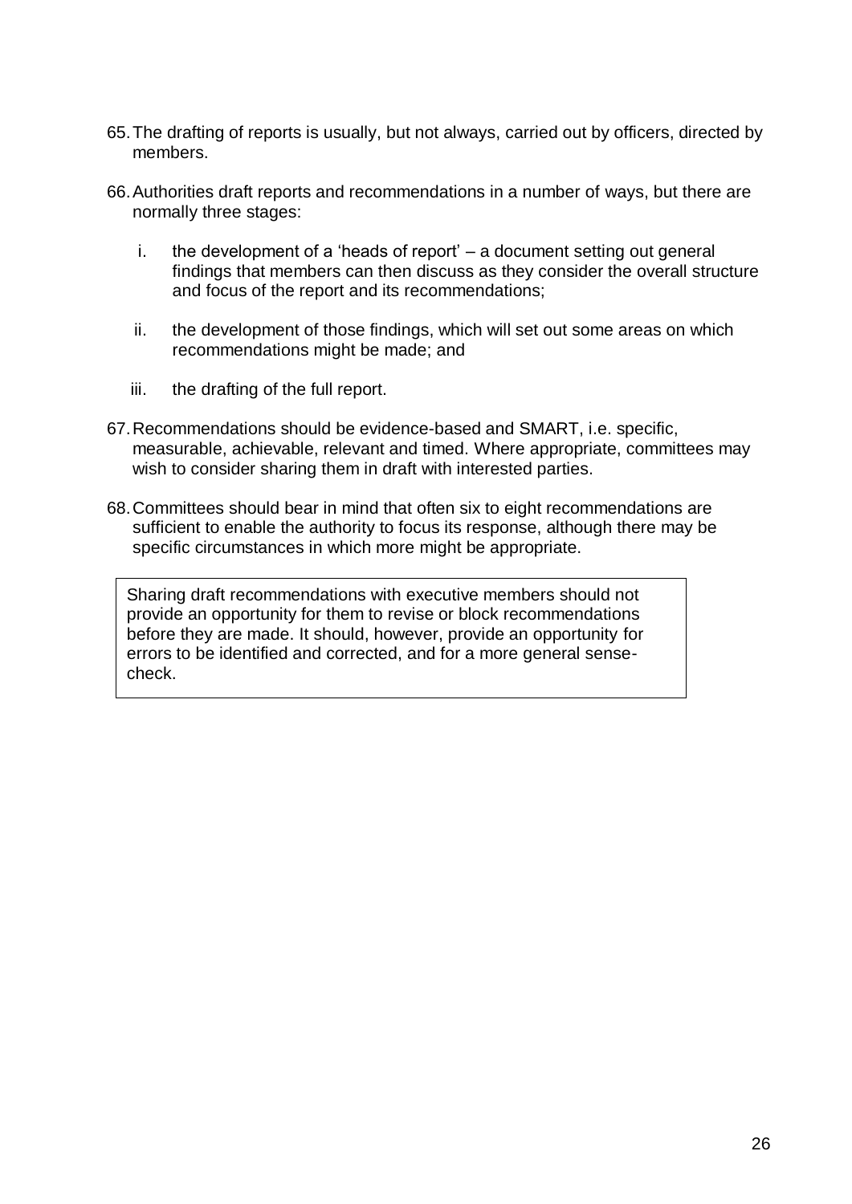65. The drafting of reports is usually, but not always, carried out by officers, directed by members.

66. Authorities draft reports and recommendations in a number of ways, but there are normally three stages:

    i. the development of a 'heads of report' – a document setting out general findings that members can then discuss as they consider the overall structure and focus of the report and its recommendations;

    ii. the development of those findings, which will set out some areas on which recommendations might be made; and

    iii. the drafting of the full report.

67. Recommendations should be evidence-based and SMART, i.e. specific, measurable, achievable, relevant and timed. Where appropriate, committees may wish to consider sharing them in draft with interested parties.

68. Committees should bear in mind that often six to eight recommendations are sufficient to enable the authority to focus its response, although there may be specific circumstances in which more might be appropriate.

> Sharing draft recommendations with executive members should not provide an opportunity for them to revise or block recommendations before they are made. It should, however, provide an opportunity for errors to be identified and corrected, and for a more general sense-check.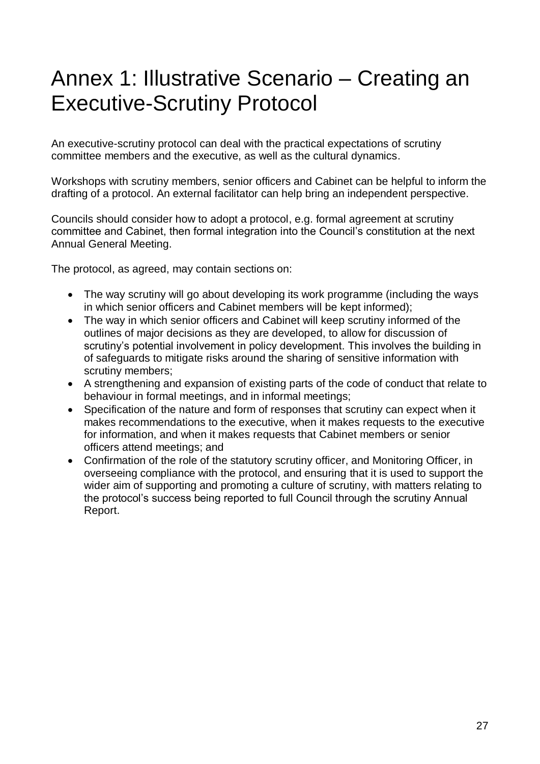# Annex 1: Illustrative Scenario – Creating an Executive-Scrutiny Protocol

An executive-scrutiny protocol can deal with the practical expectations of scrutiny committee members and the executive, as well as the cultural dynamics.

Workshops with scrutiny members, senior officers and Cabinet can be helpful to inform the drafting of a protocol. An external facilitator can help bring an independent perspective.

Councils should consider how to adopt a protocol, e.g. formal agreement at scrutiny committee and Cabinet, then formal integration into the Council's constitution at the next Annual General Meeting.

The protocol, as agreed, may contain sections on:

- The way scrutiny will go about developing its work programme (including the ways in which senior officers and Cabinet members will be kept informed);
- The way in which senior officers and Cabinet will keep scrutiny informed of the outlines of major decisions as they are developed, to allow for discussion of scrutiny's potential involvement in policy development. This involves the building in of safeguards to mitigate risks around the sharing of sensitive information with scrutiny members;
- A strengthening and expansion of existing parts of the code of conduct that relate to behaviour in formal meetings, and in informal meetings;
- Specification of the nature and form of responses that scrutiny can expect when it makes recommendations to the executive, when it makes requests to the executive for information, and when it makes requests that Cabinet members or senior officers attend meetings; and
- Confirmation of the role of the statutory scrutiny officer, and Monitoring Officer, in overseeing compliance with the protocol, and ensuring that it is used to support the wider aim of supporting and promoting a culture of scrutiny, with matters relating to the protocol's success being reported to full Council through the scrutiny Annual Report.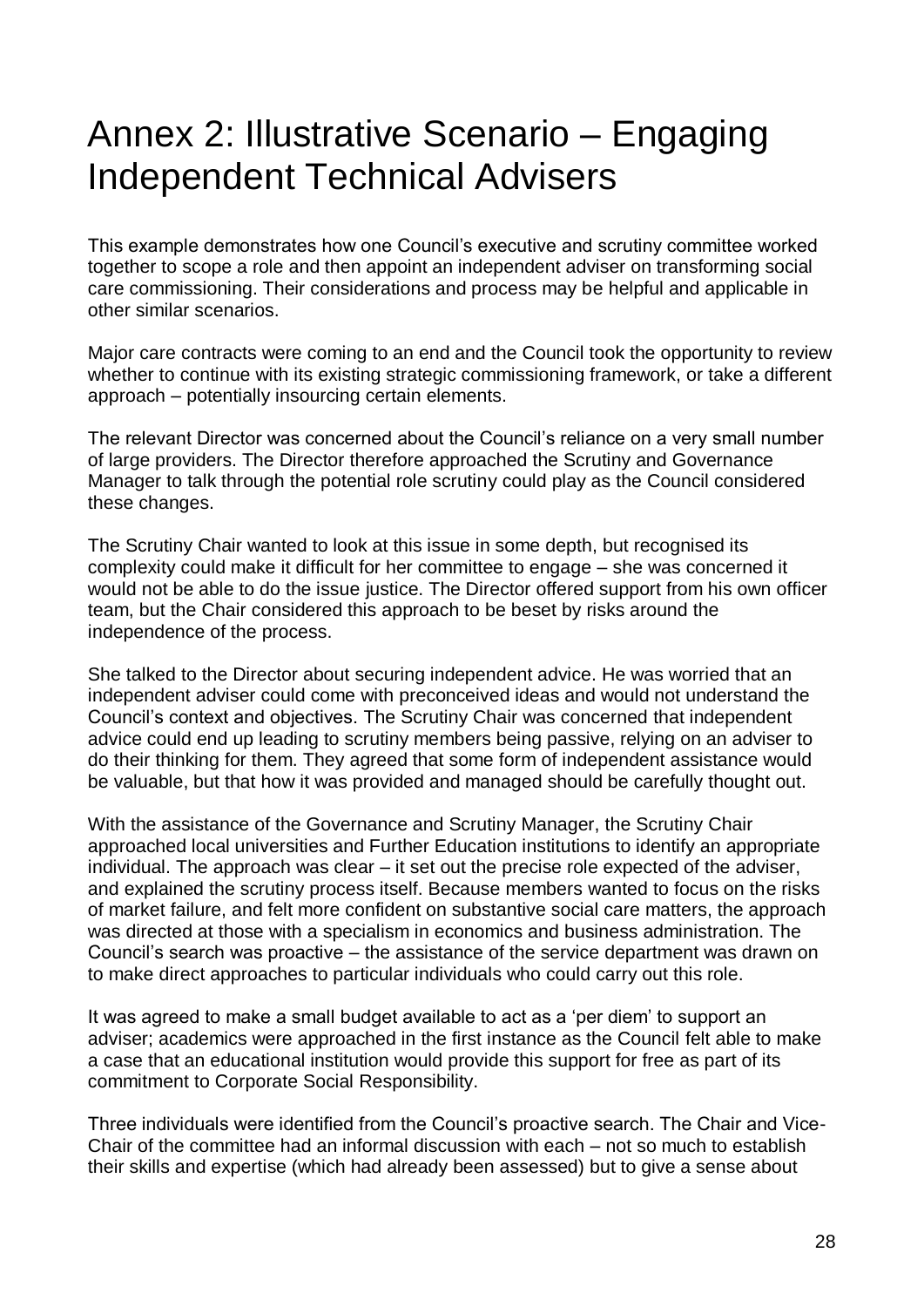# Annex 2: Illustrative Scenario – Engaging Independent Technical Advisers

This example demonstrates how one Council's executive and scrutiny committee worked together to scope a role and then appoint an independent adviser on transforming social care commissioning. Their considerations and process may be helpful and applicable in other similar scenarios.

Major care contracts were coming to an end and the Council took the opportunity to review whether to continue with its existing strategic commissioning framework, or take a different approach – potentially insourcing certain elements.

The relevant Director was concerned about the Council's reliance on a very small number of large providers. The Director therefore approached the Scrutiny and Governance Manager to talk through the potential role scrutiny could play as the Council considered these changes.

The Scrutiny Chair wanted to look at this issue in some depth, but recognised its complexity could make it difficult for her committee to engage – she was concerned it would not be able to do the issue justice. The Director offered support from his own officer team, but the Chair considered this approach to be beset by risks around the independence of the process.

She talked to the Director about securing independent advice. He was worried that an independent adviser could come with preconceived ideas and would not understand the Council's context and objectives. The Scrutiny Chair was concerned that independent advice could end up leading to scrutiny members being passive, relying on an adviser to do their thinking for them. They agreed that some form of independent assistance would be valuable, but that how it was provided and managed should be carefully thought out.

With the assistance of the Governance and Scrutiny Manager, the Scrutiny Chair approached local universities and Further Education institutions to identify an appropriate individual. The approach was clear – it set out the precise role expected of the adviser, and explained the scrutiny process itself. Because members wanted to focus on the risks of market failure, and felt more confident on substantive social care matters, the approach was directed at those with a specialism in economics and business administration. The Council's search was proactive – the assistance of the service department was drawn on to make direct approaches to particular individuals who could carry out this role.

It was agreed to make a small budget available to act as a 'per diem' to support an adviser; academics were approached in the first instance as the Council felt able to make a case that an educational institution would provide this support for free as part of its commitment to Corporate Social Responsibility.

Three individuals were identified from the Council's proactive search. The Chair and Vice-Chair of the committee had an informal discussion with each – not so much to establish their skills and expertise (which had already been assessed) but to give a sense about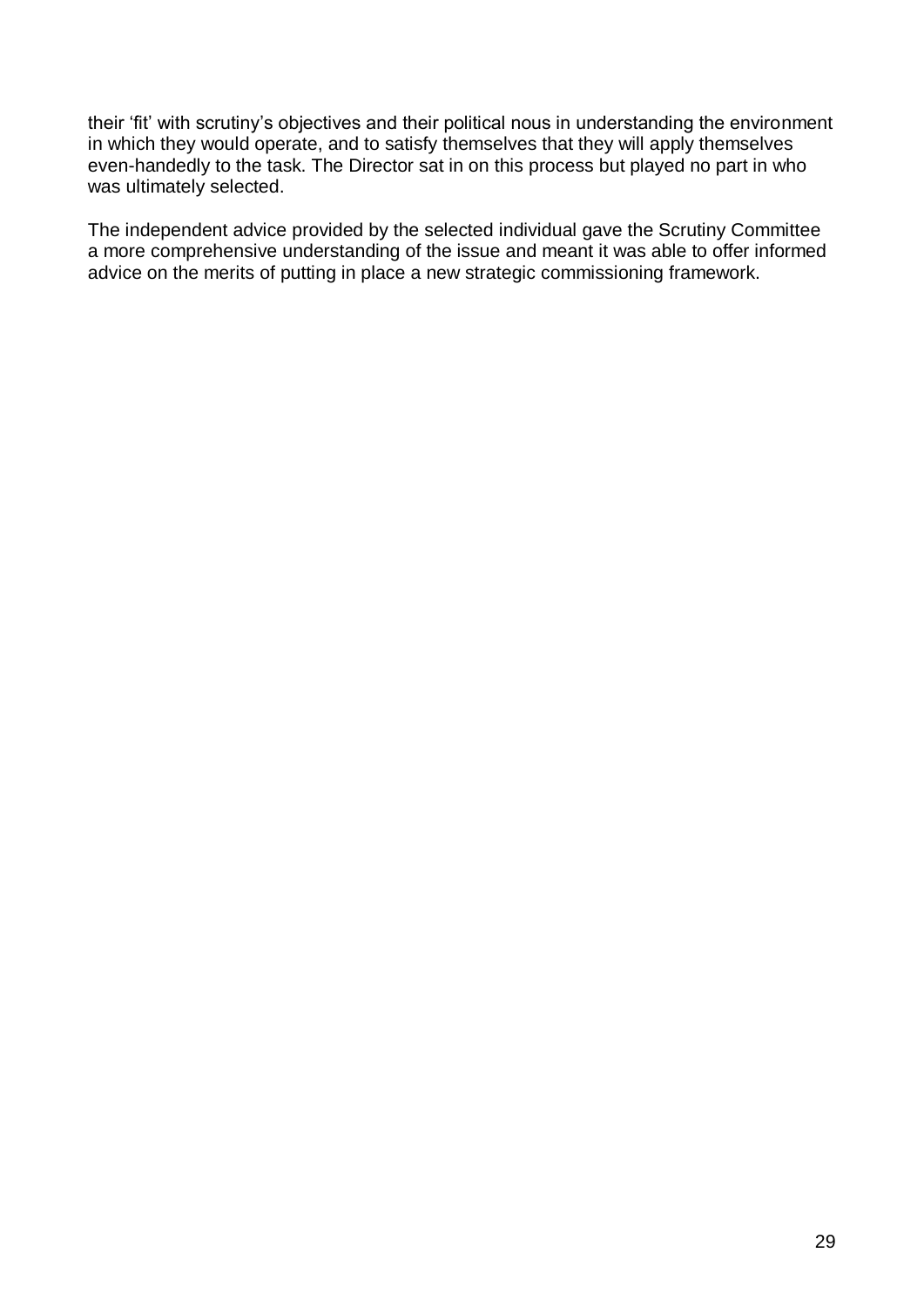their 'fit' with scrutiny's objectives and their political nous in understanding the environment in which they would operate, and to satisfy themselves that they will apply themselves even-handedly to the task. The Director sat in on this process but played no part in who was ultimately selected.

The independent advice provided by the selected individual gave the Scrutiny Committee a more comprehensive understanding of the issue and meant it was able to offer informed advice on the merits of putting in place a new strategic commissioning framework.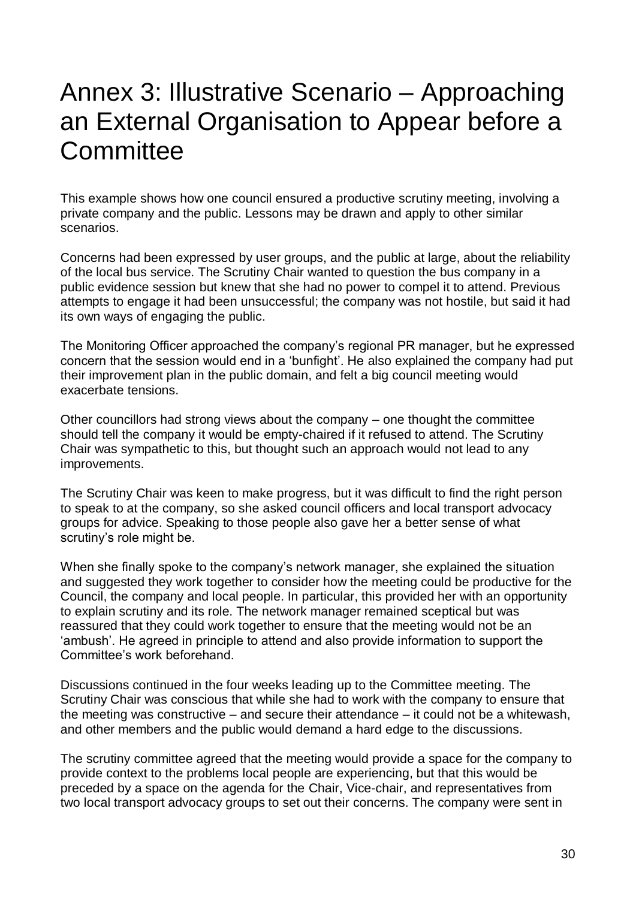# Annex 3: Illustrative Scenario – Approaching an External Organisation to Appear before a Committee

This example shows how one council ensured a productive scrutiny meeting, involving a private company and the public. Lessons may be drawn and apply to other similar scenarios.

Concerns had been expressed by user groups, and the public at large, about the reliability of the local bus service. The Scrutiny Chair wanted to question the bus company in a public evidence session but knew that she had no power to compel it to attend. Previous attempts to engage it had been unsuccessful; the company was not hostile, but said it had its own ways of engaging the public.

The Monitoring Officer approached the company's regional PR manager, but he expressed concern that the session would end in a 'bunfight'. He also explained the company had put their improvement plan in the public domain, and felt a big council meeting would exacerbate tensions.

Other councillors had strong views about the company – one thought the committee should tell the company it would be empty-chaired if it refused to attend. The Scrutiny Chair was sympathetic to this, but thought such an approach would not lead to any improvements.

The Scrutiny Chair was keen to make progress, but it was difficult to find the right person to speak to at the company, so she asked council officers and local transport advocacy groups for advice. Speaking to those people also gave her a better sense of what scrutiny's role might be.

When she finally spoke to the company's network manager, she explained the situation and suggested they work together to consider how the meeting could be productive for the Council, the company and local people. In particular, this provided her with an opportunity to explain scrutiny and its role. The network manager remained sceptical but was reassured that they could work together to ensure that the meeting would not be an 'ambush'. He agreed in principle to attend and also provide information to support the Committee's work beforehand.

Discussions continued in the four weeks leading up to the Committee meeting. The Scrutiny Chair was conscious that while she had to work with the company to ensure that the meeting was constructive – and secure their attendance – it could not be a whitewash, and other members and the public would demand a hard edge to the discussions.

The scrutiny committee agreed that the meeting would provide a space for the company to provide context to the problems local people are experiencing, but that this would be preceded by a space on the agenda for the Chair, Vice-chair, and representatives from two local transport advocacy groups to set out their concerns. The company were sent in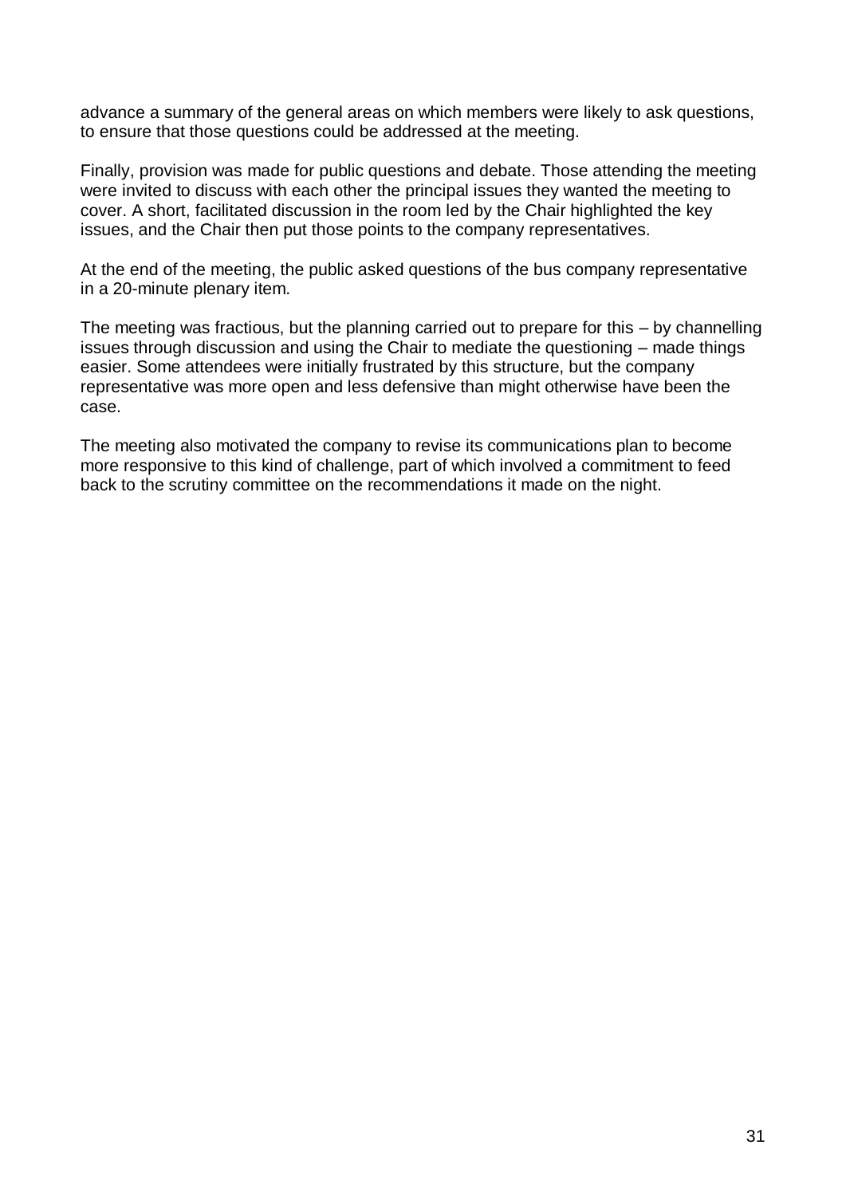advance a summary of the general areas on which members were likely to ask questions, to ensure that those questions could be addressed at the meeting.

Finally, provision was made for public questions and debate. Those attending the meeting were invited to discuss with each other the principal issues they wanted the meeting to cover. A short, facilitated discussion in the room led by the Chair highlighted the key issues, and the Chair then put those points to the company representatives.

At the end of the meeting, the public asked questions of the bus company representative in a 20-minute plenary item.

The meeting was fractious, but the planning carried out to prepare for this – by channelling issues through discussion and using the Chair to mediate the questioning – made things easier. Some attendees were initially frustrated by this structure, but the company representative was more open and less defensive than might otherwise have been the case.

The meeting also motivated the company to revise its communications plan to become more responsive to this kind of challenge, part of which involved a commitment to feed back to the scrutiny committee on the recommendations it made on the night.